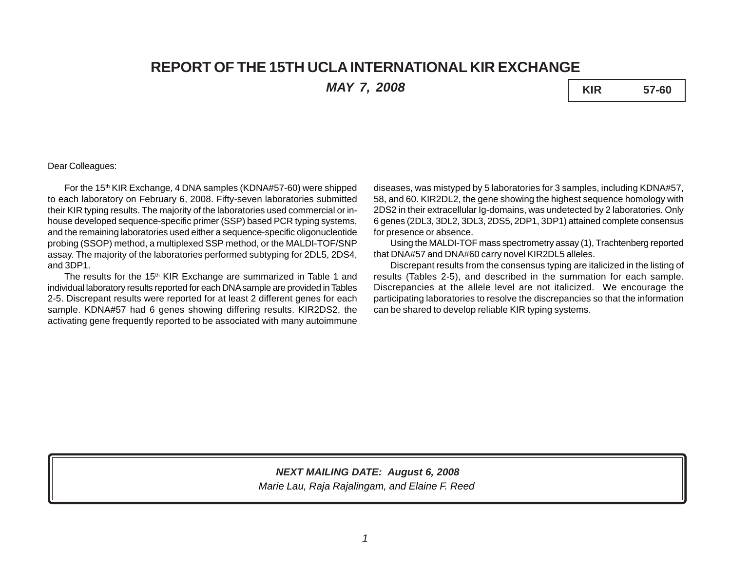# REPORT OF THE 15TH UCLA INTERNATIONAL KIR EXCHANGE

***MAY 7, 2008***

| KIR | 57-60 |
|---|---|

Dear Colleagues:

For the 15th KIR Exchange, 4 DNA samples (KDNA#57-60) were shipped to each laboratory on February 6, 2008. Fifty-seven laboratories submitted their KIR typing results. The majority of the laboratories used commercial or in-house developed sequence-specific primer (SSP) based PCR typing systems, and the remaining laboratories used either a sequence-specific oligonucleotide probing (SSOP) method, a multiplexed SSP method, or the MALDI-TOF/SNP assay. The majority of the laboratories performed subtyping for 2DL5, 2DS4, and 3DP1.

The results for the 15th KIR Exchange are summarized in Table 1 and individual laboratory results reported for each DNA sample are provided in Tables 2-5. Discrepant results were reported for at least 2 different genes for each sample. KDNA#57 had 6 genes showing differing results. KIR2DS2, the activating gene frequently reported to be associated with many autoimmune diseases, was mistyped by 5 laboratories for 3 samples, including KDNA#57, 58, and 60. KIR2DL2, the gene showing the highest sequence homology with 2DS2 in their extracellular Ig-domains, was undetected by 2 laboratories. Only 6 genes (2DL3, 3DL2, 3DL3, 2DS5, 2DP1, 3DP1) attained complete consensus for presence or absence.

Using the MALDI-TOF mass spectrometry assay (1), Trachtenberg reported that DNA#57 and DNA#60 carry novel KIR2DL5 alleles.

Discrepant results from the consensus typing are italicized in the listing of results (Tables 2-5), and described in the summation for each sample. Discrepancies at the allele level are not italicized. We encourage the participating laboratories to resolve the discrepancies so that the information can be shared to develop reliable KIR typing systems.

***NEXT MAILING DATE: August 6, 2008***

*Marie Lau, Raja Rajalingam, and Elaine F. Reed*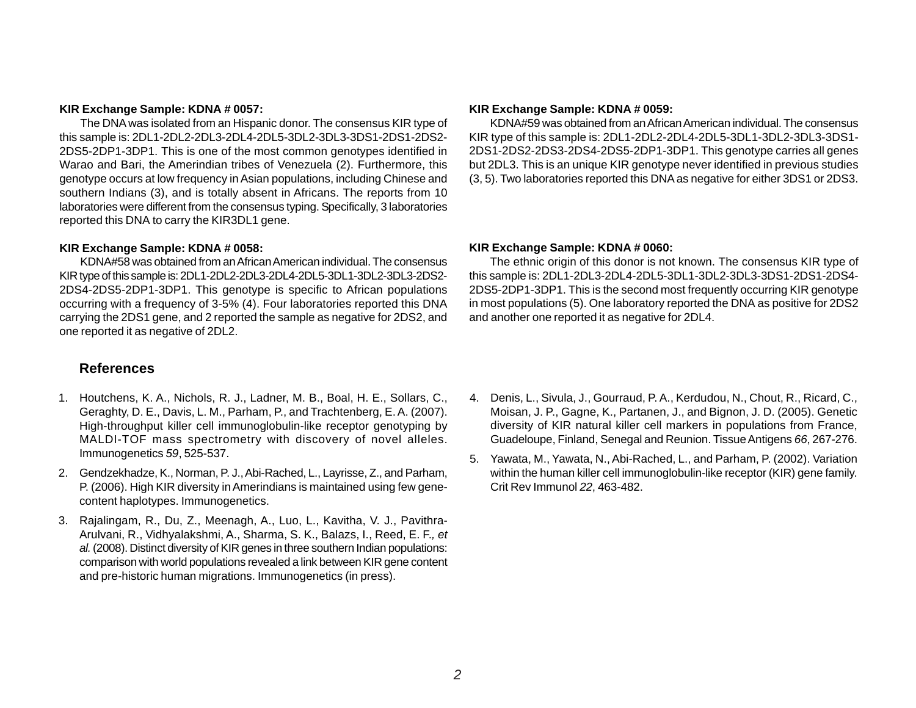**KIR Exchange Sample: KDNA # 0057:**

The DNA was isolated from an Hispanic donor. The consensus KIR type of this sample is: 2DL1-2DL2-2DL3-2DL4-2DL5-3DL2-3DL3-3DS1-2DS1-2DS2-2DS5-2DP1-3DP1. This is one of the most common genotypes identified in Warao and Bari, the Amerindian tribes of Venezuela (2). Furthermore, this genotype occurs at low frequency in Asian populations, including Chinese and southern Indians (3), and is totally absent in Africans. The reports from 10 laboratories were different from the consensus typing. Specifically, 3 laboratories reported this DNA to carry the KIR3DL1 gene.

**KIR Exchange Sample: KDNA # 0058:**

KDNA#58 was obtained from an African American individual. The consensus KIR type of this sample is: 2DL1-2DL2-2DL3-2DL4-2DL5-3DL1-3DL2-3DL3-2DS2-2DS4-2DS5-2DP1-3DP1. This genotype is specific to African populations occurring with a frequency of 3-5% (4). Four laboratories reported this DNA carrying the 2DS1 gene, and 2 reported the sample as negative for 2DS2, and one reported it as negative of 2DL2.

**KIR Exchange Sample: KDNA # 0059:**

KDNA#59 was obtained from an African American individual. The consensus KIR type of this sample is: 2DL1-2DL2-2DL4-2DL5-3DL1-3DL2-3DL3-3DS1-2DS1-2DS2-2DS3-2DS4-2DS5-2DP1-3DP1. This genotype carries all genes but 2DL3. This is an unique KIR genotype never identified in previous studies (3, 5). Two laboratories reported this DNA as negative for either 3DS1 or 2DS3.

**KIR Exchange Sample: KDNA # 0060:**

The ethnic origin of this donor is not known. The consensus KIR type of this sample is: 2DL1-2DL3-2DL4-2DL5-3DL1-3DL2-3DL3-3DS1-2DS1-2DS4-2DS5-2DP1-3DP1. This is the second most frequently occurring KIR genotype in most populations (5). One laboratory reported the DNA as positive for 2DS2 and another one reported it as negative for 2DL4.

## References

1. Houtchens, K. A., Nichols, R. J., Ladner, M. B., Boal, H. E., Sollars, C., Geraghty, D. E., Davis, L. M., Parham, P., and Trachtenberg, E. A. (2007). High-throughput killer cell immunoglobulin-like receptor genotyping by MALDI-TOF mass spectrometry with discovery of novel alleles. Immunogenetics *59*, 525-537.
2. Gendzekhadze, K., Norman, P. J., Abi-Rached, L., Layrisse, Z., and Parham, P. (2006). High KIR diversity in Amerindians is maintained using few gene-content haplotypes. Immunogenetics.
3. Rajalingam, R., Du, Z., Meenagh, A., Luo, L., Kavitha, V. J., Pavithra-Arulvani, R., Vidhyalakshmi, A., Sharma, S. K., Balazs, I., Reed, E. F., *et al.* (2008). Distinct diversity of KIR genes in three southern Indian populations: comparison with world populations revealed a link between KIR gene content and pre-historic human migrations. Immunogenetics (in press).
4. Denis, L., Sivula, J., Gourraud, P. A., Kerdudou, N., Chout, R., Ricard, C., Moisan, J. P., Gagne, K., Partanen, J., and Bignon, J. D. (2005). Genetic diversity of KIR natural killer cell markers in populations from France, Guadeloupe, Finland, Senegal and Reunion. Tissue Antigens *66*, 267-276.
5. Yawata, M., Yawata, N., Abi-Rached, L., and Parham, P. (2002). Variation within the human killer cell immunoglobulin-like receptor (KIR) gene family. Crit Rev Immunol *22*, 463-482.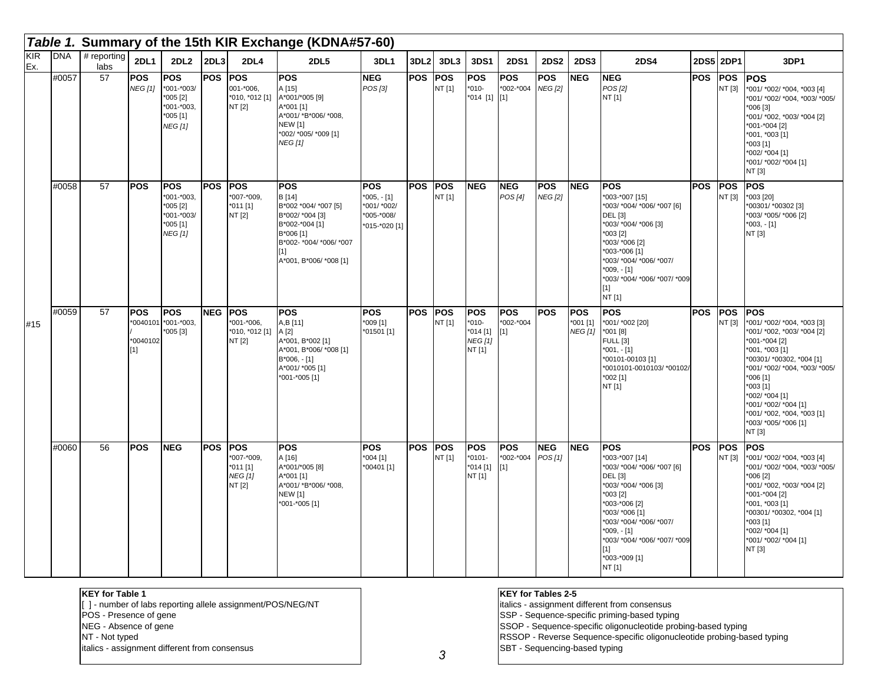## *Table 1.* Summary of the 15th KIR Exchange (KDNA#57-60)

| KIR Ex. | DNA | # reporting labs | 2DL1 | 2DL2 | 2DL3 | 2DL4 | 2DL5 | 3DL1 | 3DL2 | 3DL3 | 3DS1 | 2DS1 | 2DS2 | 2DS3 | 2DS4 | 2DS5 | 2DP1 | 3DP1 |
|---|---|---|---|---|---|---|---|---|---|---|---|---|---|---|---|---|---|---|
| #15 | #0057 | 57 | **POS**<br>*NEG [1]* | **POS**<br>*001-*003/ *005 [2]<br>*001-*003, *005 [1]<br>*NEG [1]* | **POS** | **POS**<br>001-*006, *010, *012 [1]<br>NT [2] | **POS**<br>A [15]<br>A*001/*005 [9]<br>A*001 [1]<br>A*001/ *B*006/ *008, NEW [1]<br>*002/ *005/ *009 [1]<br>*NEG [1]* | **NEG**<br>*POS [3]* | **POS** | **POS**<br>NT [1] | **POS**<br>*010- *014 [1] | **POS**<br>*002-*004 [1] | **POS**<br>*NEG [2]* | **NEG** | **NEG**<br>*POS [2]*<br>NT [1] | **POS** | **POS**<br>NT [3] | **POS**<br>*001/ *002/ *004, *003 [4]<br>*001/ *002/ *004, *003/ *005/ *006 [3]<br>*001/ *002, *003/ *004 [2]<br>*001-*004 [2]<br>*001, *003 [1]<br>*003 [1]<br>*002/ *004 [1]<br>*001/ *002/ *004 [1]<br>NT [3] |
| | #0058 | 57 | **POS** | **POS**<br>*001-*003, *005 [2]<br>*001-*003/ *005 [1]<br>*NEG [1]* | **POS** | **POS**<br>*007-*009, *011 [1]<br>NT [2] | **POS**<br>B [14]<br>B*002 *004/ *007 [5]<br>B*002/ *004 [3]<br>B*002-*004 [1]<br>B*006 [1]<br>B*002- *004/ *006/ *007 [1]<br>A*001, B*006/ *008 [1] | **POS**<br>*005, - [1]<br>*001/ *002/ *005-*008/ *015-*020 [1] | **POS** | **POS**<br>NT [1] | **NEG** | **NEG**<br>*POS [4]* | **POS**<br>*NEG [2]* | **NEG** | **POS**<br>*003-*007 [15]<br>*003/ *004/ *006/ *007 [6]<br>DEL [3]<br>*003/ *004/ *006 [3]<br>*003 [2]<br>*003/ *006 [2]<br>*003-*006 [1]<br>*003/ *004/ *006/ *007/ *009, - [1]<br>*003/ *004/ *006/ *007/ *009 [1]<br>NT [1] | **POS** | **POS**<br>NT [3] | **POS**<br>*003 [20]<br>*00301/ *00302 [3]<br>*003/ *005/ *006 [2]<br>*003, - [1]<br>NT [3] |
| | #0059 | 57 | **POS**<br>*0040101 / *0040102 [1] | **POS**<br>*001-*003, *005 [3] | **NEG** | **POS**<br>*001-*006, *010, *012 [1]<br>NT [2] | **POS**<br>A,B [11]<br>A [2]<br>A*001, B*002 [1]<br>A*001, B*006/ *008 [1]<br>B*006, - [1]<br>A*001/ *005 [1]<br>*001-*005 [1] | **POS**<br>*009 [1]<br>*01501 [1] | **POS** | **POS**<br>NT [1] | **POS**<br>*010- *014 [1]<br>*NEG [1]*<br>NT [1] | **POS**<br>*002-*004 [1] | **POS** | **POS**<br>*001 [1]<br>*NEG [1]* | **POS**<br>*001/ *002 [20]<br>*001 [8]<br>FULL [3]<br>*001, - [1]<br>*00101-00103 [1]<br>*0010101-0010103/ *00102/ *002 [1]<br>NT [1] | **POS** | **POS**<br>NT [3] | **POS**<br>*001/ *002/ *004, *003 [3]<br>*001/ *002, *003/ *004 [2]<br>*001-*004 [2]<br>*001, *003 [1]<br>*00301/ *00302, *004 [1]<br>*001/ *002/ *004, *003/ *005/ *006 [1]<br>*003 [1]<br>*002/ *004 [1]<br>*001/ *002/ *004 [1]<br>*001/ *002, *004, *003 [1]<br>*003/ *005/ *006 [1]<br>NT [3] |
| | #0060 | 56 | **POS** | **NEG** | **POS** | **POS**<br>*007-*009, *011 [1]<br>*NEG [1]*<br>NT [2] | **POS**<br>A [16]<br>A*001/*005 [8]<br>A*001 [1]<br>A*001/ *B*006/ *008, NEW [1]<br>*001-*005 [1] | **POS**<br>*004 [1]<br>*00401 [1] | **POS** | **POS**<br>NT [1] | **POS**<br>*0101- *014 [1]<br>NT [1] | **POS**<br>*002-*004 [1] | **NEG**<br>*POS [1]* | **NEG** | **POS**<br>*003-*007 [14]<br>*003/ *004/ *006/ *007 [6]<br>DEL [3]<br>*003/ *004/ *006 [3]<br>*003 [2]<br>*003-*006 [2]<br>*003/ *006 [1]<br>*003/ *004/ *006/ *007/ *009, - [1]<br>*003/ *004/ *006/ *007/ *009 [1]<br>*003-*009 [1]<br>NT [1] | **POS** | **POS**<br>NT [3] | **POS**<br>*001/ *002/ *004, *003 [4]<br>*001/ *002/ *004, *003/ *005/ *006 [2]<br>*001/ *002, *003/ *004 [2]<br>*001-*004 [2]<br>*001, *003 [1]<br>*00301/ *00302, *004 [1]<br>*003 [1]<br>*002/ *004 [1]<br>*001/ *002/ *004 [1]<br>NT [3] |

**KEY for Table 1**
[ ] - number of labs reporting allele assignment/POS/NEG/NT
POS - Presence of gene
NEG - Absence of gene
NT - Not typed
italics - assignment different from consensus

**KEY for Tables 2-5**
italics - assignment different from consensus
SSP - Sequence-specific priming-based typing
SSOP - Sequence-specific oligonucleotide probing-based typing
RSSOP - Reverse Sequence-specific oligonucleotide probing-based typing
SBT - Sequencing-based typing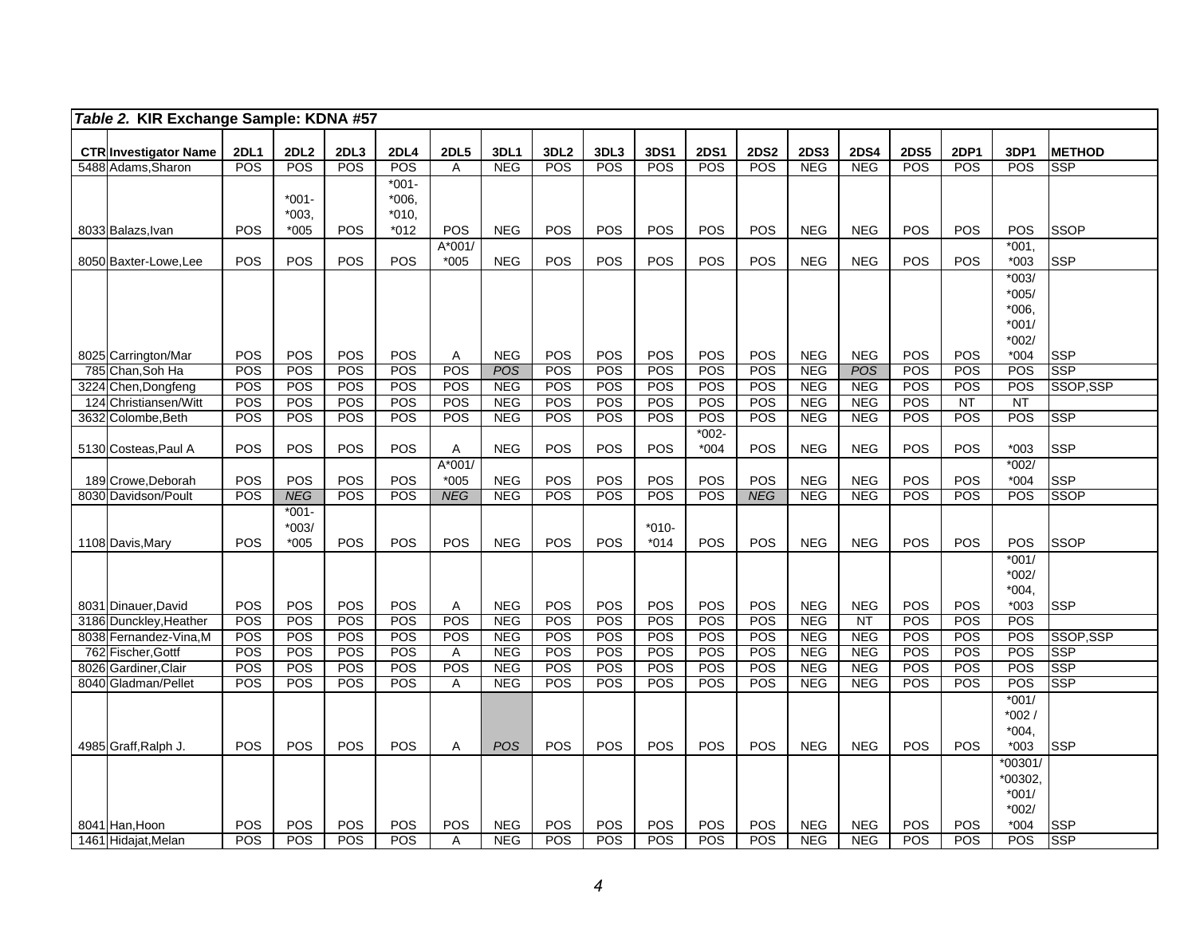*Table 2.* **KIR Exchange Sample: KDNA #57**

| CTR | Investigator Name | 2DL1 | 2DL2 | 2DL3 | 2DL4 | 2DL5 | 3DL1 | 3DL2 | 3DL3 | 3DS1 | 2DS1 | 2DS2 | 2DS3 | 2DS4 | 2DS5 | 2DP1 | 3DP1 | METHOD |
|---|---|---|---|---|---|---|---|---|---|---|---|---|---|---|---|---|---|---|
| 5488 | Adams,Sharon | POS | POS | POS | POS | A | NEG | POS | POS | POS | POS | POS | NEG | NEG | POS | POS | POS | SSP |
| 8033 | Balazs,Ivan | POS | *001- *003, *005 | POS | *001- *006, *010, *012 | POS | NEG | POS | POS | POS | POS | POS | NEG | NEG | POS | POS | POS | SSOP |
| 8050 | Baxter-Lowe,Lee | POS | POS | POS | POS | A*001/ *005 | NEG | POS | POS | POS | POS | POS | NEG | NEG | POS | POS | *001, *003 | SSP |
| 8025 | Carrington/Mar | POS | POS | POS | POS | A | NEG | POS | POS | POS | POS | POS | NEG | NEG | POS | POS | *003/ *005/ *006, *001/ *002/ *004 | SSP |
| 785 | Chan,Soh Ha | POS | POS | POS | POS | POS | *POS* | POS | POS | POS | POS | POS | NEG | *POS* | POS | POS | POS | SSP |
| 3224 | Chen,Dongfeng | POS | POS | POS | POS | POS | NEG | POS | POS | POS | POS | POS | NEG | NEG | POS | POS | POS | SSOP,SSP |
| 124 | Christiansen/Witt | POS | POS | POS | POS | POS | NEG | POS | POS | POS | POS | POS | NEG | NEG | POS | NT | NT | |
| 3632 | Colombe,Beth | POS | POS | POS | POS | POS | NEG | POS | POS | POS | POS | POS | NEG | NEG | POS | POS | POS | SSP |
| 5130 | Costeas,Paul A | POS | POS | POS | POS | A | NEG | POS | POS | POS | *002- *004 | POS | NEG | NEG | POS | POS | *003 | SSP |
| 189 | Crowe,Deborah | POS | POS | POS | POS | A*001/ *005 | NEG | POS | POS | POS | POS | POS | NEG | NEG | POS | POS | *002/ *004 | SSP |
| 8030 | Davidson/Poult | POS | *NEG* | POS | POS | *NEG* | NEG | POS | POS | POS | POS | *NEG* | NEG | NEG | POS | POS | POS | SSOP |
| 1108 | Davis,Mary | POS | *001- *003/ *005 | POS | POS | POS | NEG | POS | POS | *010- *014 | POS | POS | NEG | NEG | POS | POS | POS | SSOP |
| 8031 | Dinauer,David | POS | POS | POS | POS | A | NEG | POS | POS | POS | POS | POS | NEG | NEG | POS | POS | *001/ *002/ *004, *003 | SSP |
| 3186 | Dunckley,Heather | POS | POS | POS | POS | POS | NEG | POS | POS | POS | POS | POS | NEG | NT | POS | POS | POS | |
| 8038 | Fernandez-Vina,M | POS | POS | POS | POS | POS | NEG | POS | POS | POS | POS | POS | NEG | NEG | POS | POS | POS | SSOP,SSP |
| 762 | Fischer,Gottf | POS | POS | POS | POS | A | NEG | POS | POS | POS | POS | POS | NEG | NEG | POS | POS | POS | SSP |
| 8026 | Gardiner,Clair | POS | POS | POS | POS | POS | NEG | POS | POS | POS | POS | POS | NEG | NEG | POS | POS | POS | SSP |
| 8040 | Gladman/Pellet | POS | POS | POS | POS | A | NEG | POS | POS | POS | POS | POS | NEG | NEG | POS | POS | POS | SSP |
| 4985 | Graff,Ralph J. | POS | POS | POS | POS | A | *POS* | POS | POS | POS | POS | POS | NEG | NEG | POS | POS | *001/ *002 / *004, *003 | SSP |
| 8041 | Han,Hoon | POS | POS | POS | POS | POS | NEG | POS | POS | POS | POS | POS | NEG | NEG | POS | POS | *00301/ *00302, *001/ *002/ *004 | SSP |
| 1461 | Hidajat,Melan | POS | POS | POS | POS | A | NEG | POS | POS | POS | POS | POS | NEG | NEG | POS | POS | POS | SSP |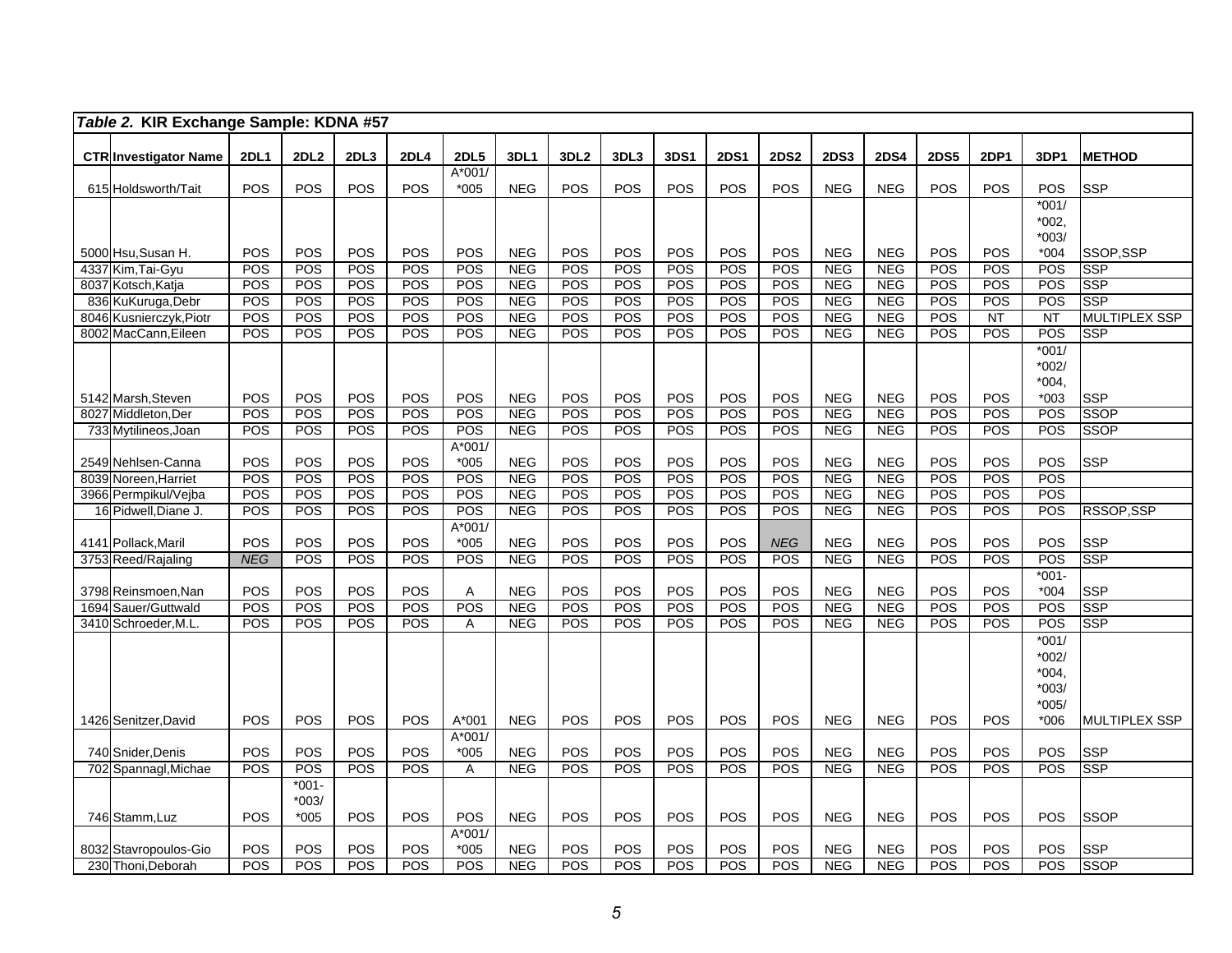*Table 2.* **KIR Exchange Sample: KDNA #57**

| CTR | Investigator Name | 2DL1 | 2DL2 | 2DL3 | 2DL4 | 2DL5 | 3DL1 | 3DL2 | 3DL3 | 3DS1 | 2DS1 | 2DS2 | 2DS3 | 2DS4 | 2DS5 | 2DP1 | 3DP1 | METHOD |
|---|---|---|---|---|---|---|---|---|---|---|---|---|---|---|---|---|---|---|
| 615 | Holdsworth/Tait | POS | POS | POS | POS | A*001/ *005 | NEG | POS | POS | POS | POS | POS | NEG | NEG | POS | POS | POS | SSP |
| 5000 | Hsu,Susan H. | POS | POS | POS | POS | POS | NEG | POS | POS | POS | POS | POS | NEG | NEG | POS | POS | *001/ *002, *003/ *004 | SSOP,SSP |
| 4337 | Kim,Tai-Gyu | POS | POS | POS | POS | POS | NEG | POS | POS | POS | POS | POS | NEG | NEG | POS | POS | POS | SSP |
| 8037 | Kotsch,Katja | POS | POS | POS | POS | POS | NEG | POS | POS | POS | POS | POS | NEG | NEG | POS | POS | POS | SSP |
| 836 | KuKuruga,Debr | POS | POS | POS | POS | POS | NEG | POS | POS | POS | POS | POS | NEG | NEG | POS | POS | POS | SSP |
| 8046 | Kusnierczyk,Piotr | POS | POS | POS | POS | POS | NEG | POS | POS | POS | POS | POS | NEG | NEG | POS | NT | NT | MULTIPLEX SSP |
| 8002 | MacCann,Eileen | POS | POS | POS | POS | POS | NEG | POS | POS | POS | POS | POS | NEG | NEG | POS | POS | POS | SSP |
| 5142 | Marsh,Steven | POS | POS | POS | POS | POS | NEG | POS | POS | POS | POS | POS | NEG | NEG | POS | POS | *001/ *002/ *004, *003 | SSP |
| 8027 | Middleton,Der | POS | POS | POS | POS | POS | NEG | POS | POS | POS | POS | POS | NEG | NEG | POS | POS | POS | SSOP |
| 733 | Mytilineos,Joan | POS | POS | POS | POS | POS | NEG | POS | POS | POS | POS | POS | NEG | NEG | POS | POS | POS | SSOP |
| 2549 | Nehlsen-Canna | POS | POS | POS | POS | A*001/ *005 | NEG | POS | POS | POS | POS | POS | NEG | NEG | POS | POS | POS | SSP |
| 8039 | Noreen,Harriet | POS | POS | POS | POS | POS | NEG | POS | POS | POS | POS | POS | NEG | NEG | POS | POS | POS | |
| 3966 | Permpikul/Vejba | POS | POS | POS | POS | POS | NEG | POS | POS | POS | POS | POS | NEG | NEG | POS | POS | POS | |
| 16 | Pidwell,Diane J. | POS | POS | POS | POS | POS | NEG | POS | POS | POS | POS | POS | NEG | NEG | POS | POS | POS | RSSOP,SSP |
| 4141 | Pollack,Maril | POS | POS | POS | POS | A*001/ *005 | NEG | POS | POS | POS | POS | *NEG* | NEG | NEG | POS | POS | POS | SSP |
| 3753 | Reed/Rajaling | *NEG* | POS | POS | POS | POS | NEG | POS | POS | POS | POS | POS | NEG | NEG | POS | POS | POS | SSP |
| 3798 | Reinsmoen,Nan | POS | POS | POS | POS | A | NEG | POS | POS | POS | POS | POS | NEG | NEG | POS | POS | *001- *004 | SSP |
| 1694 | Sauer/Guttwald | POS | POS | POS | POS | POS | NEG | POS | POS | POS | POS | POS | NEG | NEG | POS | POS | POS | SSP |
| 3410 | Schroeder,M.L. | POS | POS | POS | POS | A | NEG | POS | POS | POS | POS | POS | NEG | NEG | POS | POS | POS | SSP |
| 1426 | Senitzer,David | POS | POS | POS | POS | A*001 | NEG | POS | POS | POS | POS | POS | NEG | NEG | POS | POS | *001/ *002/ *004, *003/ *005/ *006 | MULTIPLEX SSP |
| 740 | Snider,Denis | POS | POS | POS | POS | A*001/ *005 | NEG | POS | POS | POS | POS | POS | NEG | NEG | POS | POS | POS | SSP |
| 702 | Spannagl,Michae | POS | POS | POS | POS | A | NEG | POS | POS | POS | POS | POS | NEG | NEG | POS | POS | POS | SSP |
| 746 | Stamm,Luz | POS | *001- *003/ *005 | POS | POS | POS | NEG | POS | POS | POS | POS | POS | NEG | NEG | POS | POS | POS | SSOP |
| 8032 | Stavropoulos-Gio | POS | POS | POS | POS | A*001/ *005 | NEG | POS | POS | POS | POS | POS | NEG | NEG | POS | POS | POS | SSP |
| 230 | Thoni,Deborah | POS | POS | POS | POS | POS | NEG | POS | POS | POS | POS | POS | NEG | NEG | POS | POS | POS | SSOP |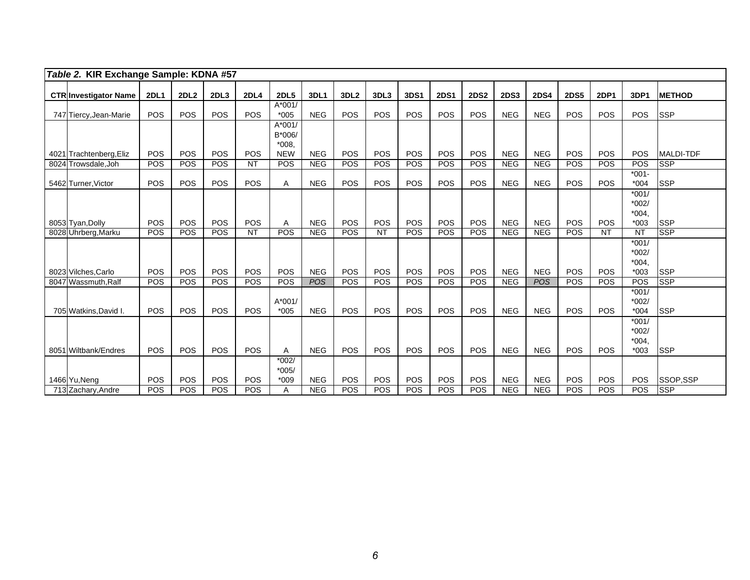*Table 2.* **KIR Exchange Sample: KDNA #57**

| CTR | Investigator Name | 2DL1 | 2DL2 | 2DL3 | 2DL4 | 2DL5 | 3DL1 | 3DL2 | 3DL3 | 3DS1 | 2DS1 | 2DS2 | 2DS3 | 2DS4 | 2DS5 | 2DP1 | 3DP1 | METHOD |
|---|---|---|---|---|---|---|---|---|---|---|---|---|---|---|---|---|---|---|
| 747 | Tiercy,Jean-Marie | POS | POS | POS | POS | A*001/ *005 | NEG | POS | POS | POS | POS | POS | NEG | NEG | POS | POS | POS | SSP |
| 4021 | Trachtenberg,Eliz | POS | POS | POS | POS | A*001/ B*006/ *008, NEW | NEG | POS | POS | POS | POS | POS | NEG | NEG | POS | POS | POS | MALDI-TDF |
| 8024 | Trowsdale,Joh | POS | POS | POS | NT | POS | NEG | POS | POS | POS | POS | POS | NEG | NEG | POS | POS | POS | SSP |
| 5462 | Turner,Victor | POS | POS | POS | POS | A | NEG | POS | POS | POS | POS | POS | NEG | NEG | POS | POS | *001- *004 | SSP |
| 8053 | Tyan,Dolly | POS | POS | POS | POS | A | NEG | POS | POS | POS | POS | POS | NEG | NEG | POS | POS | *001/ *002/ *004, *003 | SSP |
| 8028 | Uhrberg,Marku | POS | POS | POS | NT | POS | NEG | POS | NT | POS | POS | POS | NEG | NEG | POS | NT | NT | SSP |
| 8023 | Vilches,Carlo | POS | POS | POS | POS | POS | NEG | POS | POS | POS | POS | POS | NEG | NEG | POS | POS | *001/ *002/ *004, *003 | SSP |
| 8047 | Wassmuth,Ralf | POS | POS | POS | POS | POS | *POS* | POS | POS | POS | POS | POS | NEG | *POS* | POS | POS | POS | SSP |
| 705 | Watkins,David I. | POS | POS | POS | POS | A*001/ *005 | NEG | POS | POS | POS | POS | POS | NEG | NEG | POS | POS | *001/ *002/ *004 | SSP |
| 8051 | Wiltbank/Endres | POS | POS | POS | POS | A | NEG | POS | POS | POS | POS | POS | NEG | NEG | POS | POS | *001/ *002/ *004, *003 | SSP |
| 1466 | Yu,Neng | POS | POS | POS | POS | *002/ *005/ *009 | NEG | POS | POS | POS | POS | POS | NEG | NEG | POS | POS | POS | SSOP,SSP |
| 713 | Zachary,Andre | POS | POS | POS | POS | A | NEG | POS | POS | POS | POS | POS | NEG | NEG | POS | POS | POS | SSP |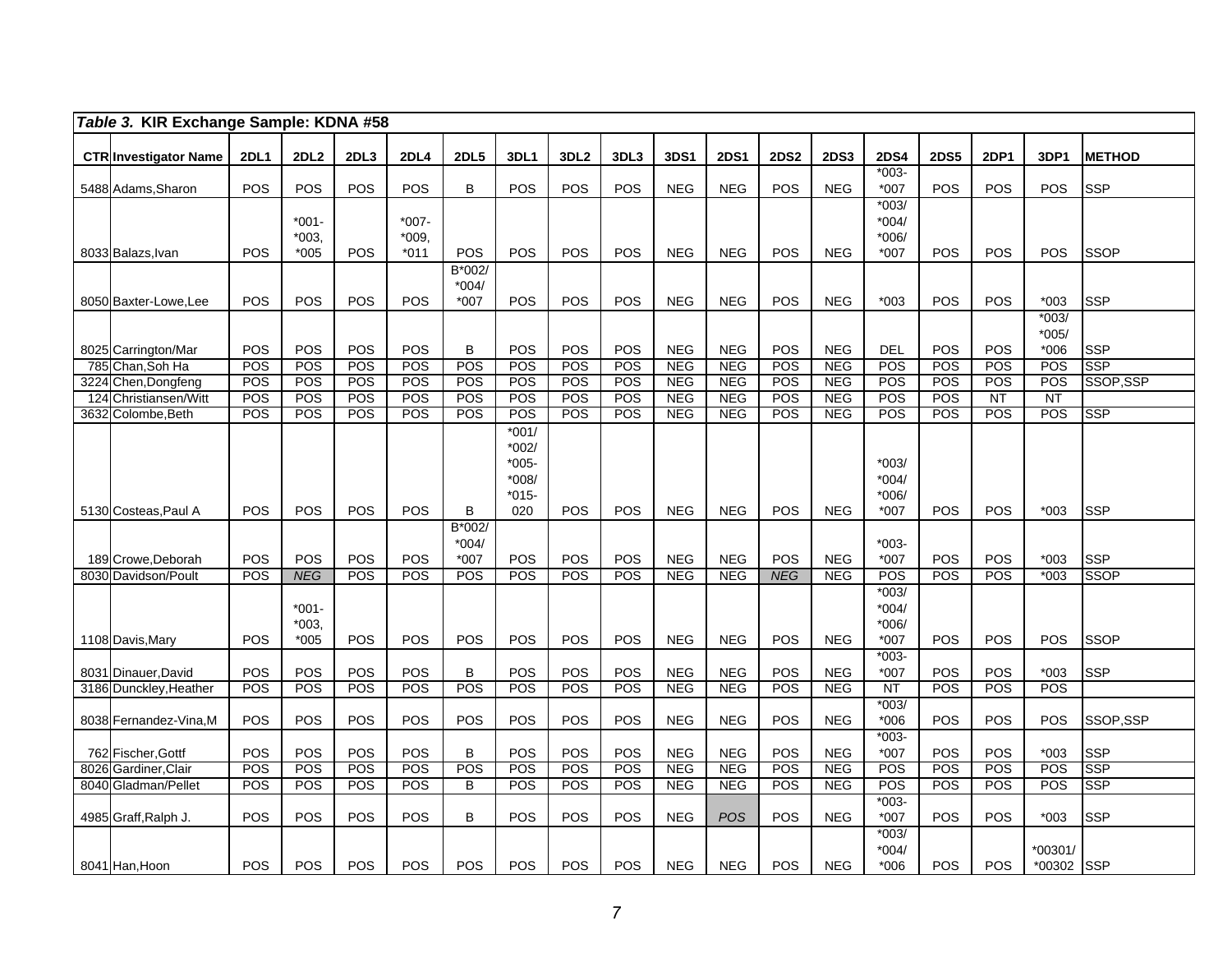| Table 3. KIR Exchange Sample: KDNA #58 | | | | | | | | | | | | | | | | | | | |
|---|---|---|---|---|---|---|---|---|---|---|---|---|---|---|---|---|---|---|---|
| CTR | Investigator Name | 2DL1 | 2DL2 | 2DL3 | 2DL4 | 2DL5 | 3DL1 | 3DL2 | 3DL3 | 3DS1 | 2DS1 | 2DS2 | 2DS3 | 2DS4 | 2DS5 | 2DP1 | 3DP1 | METHOD |
| 5488 | Adams,Sharon | POS | POS | POS | POS | B | POS | POS | POS | NEG | NEG | POS | NEG | *003-*007 | POS | POS | POS | SSP |
| 8033 | Balazs,Ivan | POS | *001-*003, *005 | POS | *007-*009, *011 | POS | POS | POS | POS | NEG | NEG | POS | NEG | *003/ *004/ *006/ *007 | POS | POS | POS | SSOP |
| 8050 | Baxter-Lowe,Lee | POS | POS | POS | POS | B*002/ *004/ *007 | POS | POS | POS | NEG | NEG | POS | NEG | *003 | POS | POS | *003 | SSP |
| 8025 | Carrington/Mar | POS | POS | POS | POS | B | POS | POS | POS | NEG | NEG | POS | NEG | DEL | POS | POS | *003/ *005/ *006 | SSP |
| 785 | Chan,Soh Ha | POS | POS | POS | POS | POS | POS | POS | POS | NEG | NEG | POS | NEG | POS | POS | POS | POS | SSP |
| 3224 | Chen,Dongfeng | POS | POS | POS | POS | POS | POS | POS | POS | NEG | NEG | POS | NEG | POS | POS | POS | POS | SSOP,SSP |
| 124 | Christiansen/Witt | POS | POS | POS | POS | POS | POS | POS | POS | NEG | NEG | POS | NEG | POS | POS | NT | NT | |
| 3632 | Colombe,Beth | POS | POS | POS | POS | POS | POS | POS | POS | NEG | NEG | POS | NEG | POS | POS | POS | POS | SSP |
| 5130 | Costeas,Paul A | POS | POS | POS | POS | B | *001/ *002/ *005-*008/ *015-020 | POS | POS | NEG | NEG | POS | NEG | *003/ *004/ *006/ *007 | POS | POS | *003 | SSP |
| 189 | Crowe,Deborah | POS | POS | POS | POS | B*002/ *004/ *007 | POS | POS | POS | NEG | NEG | POS | NEG | *003-*007 | POS | POS | *003 | SSP |
| 8030 | Davidson/Poult | POS | *NEG* | POS | POS | POS | POS | POS | POS | NEG | NEG | *NEG* | NEG | POS | POS | POS | *003 | SSOP |
| 1108 | Davis,Mary | POS | *001-*003, *005 | POS | POS | POS | POS | POS | POS | NEG | NEG | POS | NEG | *003/ *004/ *006/ *007 | POS | POS | POS | SSOP |
| 8031 | Dinauer,David | POS | POS | POS | POS | B | POS | POS | POS | NEG | NEG | POS | NEG | *003-*007 | POS | POS | *003 | SSP |
| 3186 | Dunckley,Heather | POS | POS | POS | POS | POS | POS | POS | POS | NEG | NEG | POS | NEG | NT | POS | POS | POS | |
| 8038 | Fernandez-Vina,M | POS | POS | POS | POS | POS | POS | POS | POS | NEG | NEG | POS | NEG | *003/ *006 | POS | POS | POS | SSOP,SSP |
| 762 | Fischer,Gottf | POS | POS | POS | POS | B | POS | POS | POS | NEG | NEG | POS | NEG | *003-*007 | POS | POS | *003 | SSP |
| 8026 | Gardiner,Clair | POS | POS | POS | POS | POS | POS | POS | POS | NEG | NEG | POS | NEG | POS | POS | POS | POS | SSP |
| 8040 | Gladman/Pellet | POS | POS | POS | POS | B | POS | POS | POS | NEG | NEG | POS | NEG | POS | POS | POS | POS | SSP |
| 4985 | Graff,Ralph J. | POS | POS | POS | POS | B | POS | POS | POS | NEG | *POS* | POS | NEG | *003-*007 | POS | POS | *003 | SSP |
| 8041 | Han,Hoon | POS | POS | POS | POS | POS | POS | POS | POS | NEG | NEG | POS | NEG | *003/ *004/ *006 | POS | POS | *00301/ *00302 | SSP |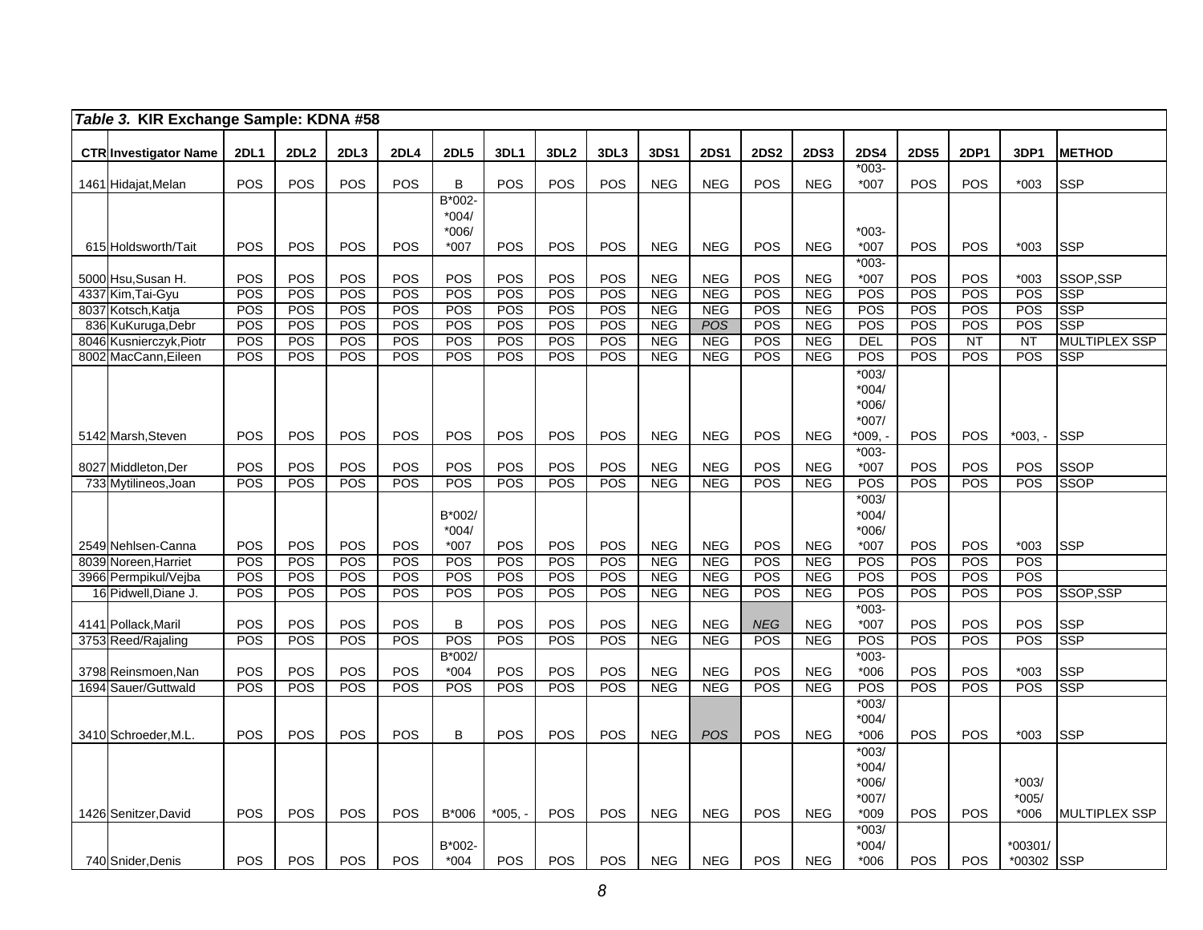*Table 3.* **KIR Exchange Sample: KDNA #58**

| CTR | Investigator Name | 2DL1 | 2DL2 | 2DL3 | 2DL4 | 2DL5 | 3DL1 | 3DL2 | 3DL3 | 3DS1 | 2DS1 | 2DS2 | 2DS3 | 2DS4 | 2DS5 | 2DP1 | 3DP1 | METHOD |
|---|---|---|---|---|---|---|---|---|---|---|---|---|---|---|---|---|---|---|
| 1461 | Hidajat,Melan | POS | POS | POS | POS | B | POS | POS | POS | NEG | NEG | POS | NEG | *003-*007 | POS | POS | *003 | SSP |
| 615 | Holdsworth/Tait | POS | POS | POS | POS | B*002-*004/*006/*007 | POS | POS | POS | NEG | NEG | POS | NEG | *003-*007 | POS | POS | *003 | SSP |
| 5000 | Hsu,Susan H. | POS | POS | POS | POS | POS | POS | POS | POS | NEG | NEG | POS | NEG | *003-*007 | POS | POS | *003 | SSOP,SSP |
| 4337 | Kim,Tai-Gyu | POS | POS | POS | POS | POS | POS | POS | POS | NEG | NEG | POS | NEG | POS | POS | POS | POS | SSP |
| 8037 | Kotsch,Katja | POS | POS | POS | POS | POS | POS | POS | POS | NEG | NEG | POS | NEG | POS | POS | POS | POS | SSP |
| 836 | KuKuruga,Debr | POS | POS | POS | POS | POS | POS | POS | POS | NEG | *POS* | POS | NEG | POS | POS | POS | POS | SSP |
| 8046 | Kusnierczyk,Piotr | POS | POS | POS | POS | POS | POS | POS | POS | NEG | NEG | POS | NEG | DEL | POS | NT | NT | MULTIPLEX SSP |
| 8002 | MacCann,Eileen | POS | POS | POS | POS | POS | POS | POS | POS | NEG | NEG | POS | NEG | POS | POS | POS | POS | SSP |
| 5142 | Marsh,Steven | POS | POS | POS | POS | POS | POS | POS | POS | NEG | NEG | POS | NEG | *003/*004/*006/*007/*009, - | POS | POS | *003, - | SSP |
| 8027 | Middleton,Der | POS | POS | POS | POS | POS | POS | POS | POS | NEG | NEG | POS | NEG | *003-*007 | POS | POS | POS | SSOP |
| 733 | Mytilineos,Joan | POS | POS | POS | POS | POS | POS | POS | POS | NEG | NEG | POS | NEG | POS | POS | POS | POS | SSOP |
| 2549 | Nehlsen-Canna | POS | POS | POS | POS | B*002/*004/*007 | POS | POS | POS | NEG | NEG | POS | NEG | *003/*004/*006/*007 | POS | POS | *003 | SSP |
| 8039 | Noreen,Harriet | POS | POS | POS | POS | POS | POS | POS | POS | NEG | NEG | POS | NEG | POS | POS | POS | POS | |
| 3966 | Permpikul/Vejba | POS | POS | POS | POS | POS | POS | POS | POS | NEG | NEG | POS | NEG | POS | POS | POS | POS | |
| 16 | Pidwell,Diane J. | POS | POS | POS | POS | POS | POS | POS | POS | NEG | NEG | POS | NEG | POS | POS | POS | POS | SSOP,SSP |
| 4141 | Pollack,Maril | POS | POS | POS | POS | B | POS | POS | POS | NEG | NEG | *NEG* | NEG | *003-*007 | POS | POS | POS | SSP |
| 3753 | Reed/Rajaling | POS | POS | POS | POS | POS | POS | POS | POS | NEG | NEG | POS | NEG | POS | POS | POS | POS | SSP |
| 3798 | Reinsmoen,Nan | POS | POS | POS | POS | B*002/*004 | POS | POS | POS | NEG | NEG | POS | NEG | *003-*006 | POS | POS | *003 | SSP |
| 1694 | Sauer/Guttwald | POS | POS | POS | POS | POS | POS | POS | POS | NEG | NEG | POS | NEG | POS | POS | POS | POS | SSP |
| 3410 | Schroeder,M.L. | POS | POS | POS | POS | B | POS | POS | POS | NEG | *POS* | POS | NEG | *003/*004/*006 | POS | POS | *003 | SSP |
| 1426 | Senitzer,David | POS | POS | POS | POS | B*006 | *005, - | POS | POS | NEG | NEG | POS | NEG | *003/*004/*006/*007/*009 | POS | POS | *003/*005/*006 | MULTIPLEX SSP |
| 740 | Snider,Denis | POS | POS | POS | POS | B*002-*004 | POS | POS | POS | NEG | NEG | POS | NEG | *003/*004/*006 | POS | POS | *00301/*00302 | SSP |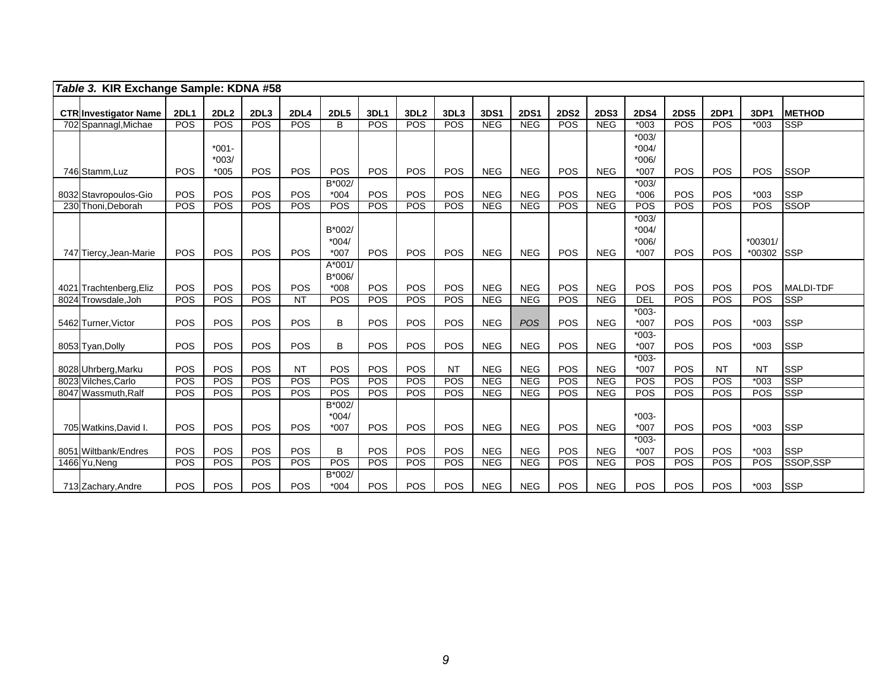*Table 3.* **KIR Exchange Sample: KDNA #58**

| CTR | Investigator Name | 2DL1 | 2DL2 | 2DL3 | 2DL4 | 2DL5 | 3DL1 | 3DL2 | 3DL3 | 3DS1 | 2DS1 | 2DS2 | 2DS3 | 2DS4 | 2DS5 | 2DP1 | 3DP1 | METHOD |
|---|---|---|---|---|---|---|---|---|---|---|---|---|---|---|---|---|---|---|
| 702 | Spannagl,Michae | POS | POS | POS | POS | B | POS | POS | POS | NEG | NEG | POS | NEG | *003 | POS | POS | *003 | SSP |
| 746 | Stamm,Luz | POS | *001-*003/*005 | POS | POS | POS | POS | POS | POS | NEG | NEG | POS | NEG | *003/*004/*006/*007 | POS | POS | POS | SSOP |
| 8032 | Stavropoulos-Gio | POS | POS | POS | POS | B*002/*004 | POS | POS | POS | NEG | NEG | POS | NEG | *003/*006 | POS | POS | *003 | SSP |
| 230 | Thoni,Deborah | POS | POS | POS | POS | POS | POS | POS | POS | NEG | NEG | POS | NEG | POS | POS | POS | POS | SSOP |
| 747 | Tiercy,Jean-Marie | POS | POS | POS | POS | B*002/*004/*007 | POS | POS | POS | NEG | NEG | POS | NEG | *003/*004/*006/*007 | POS | POS | *00301/*00302 | SSP |
| 4021 | Trachtenberg,Eliz | POS | POS | POS | POS | A*001/B*006/*008 | POS | POS | POS | NEG | NEG | POS | NEG | POS | POS | POS | POS | MALDI-TDF |
| 8024 | Trowsdale,Joh | POS | POS | POS | NT | POS | POS | POS | POS | NEG | NEG | POS | NEG | DEL | POS | POS | POS | SSP |
| 5462 | Turner,Victor | POS | POS | POS | POS | B | POS | POS | POS | NEG | *POS* | POS | NEG | *003-*007 | POS | POS | *003 | SSP |
| 8053 | Tyan,Dolly | POS | POS | POS | POS | B | POS | POS | POS | NEG | NEG | POS | NEG | *003-*007 | POS | POS | *003 | SSP |
| 8028 | Uhrberg,Marku | POS | POS | POS | NT | POS | POS | POS | NT | NEG | NEG | POS | NEG | *003-*007 | POS | NT | NT | SSP |
| 8023 | Vilches,Carlo | POS | POS | POS | POS | POS | POS | POS | POS | NEG | NEG | POS | NEG | POS | POS | POS | *003 | SSP |
| 8047 | Wassmuth,Ralf | POS | POS | POS | POS | POS | POS | POS | POS | NEG | NEG | POS | NEG | POS | POS | POS | POS | SSP |
| 705 | Watkins,David I. | POS | POS | POS | POS | B*002/*004/*007 | POS | POS | POS | NEG | NEG | POS | NEG | *003-*007 | POS | POS | *003 | SSP |
| 8051 | Wiltbank/Endres | POS | POS | POS | POS | B | POS | POS | POS | NEG | NEG | POS | NEG | *003-*007 | POS | POS | *003 | SSP |
| 1466 | Yu,Neng | POS | POS | POS | POS | POS | POS | POS | POS | NEG | NEG | POS | NEG | POS | POS | POS | POS | SSOP,SSP |
| 713 | Zachary,Andre | POS | POS | POS | POS | B*002/*004 | POS | POS | POS | NEG | NEG | POS | NEG | POS | POS | POS | *003 | SSP |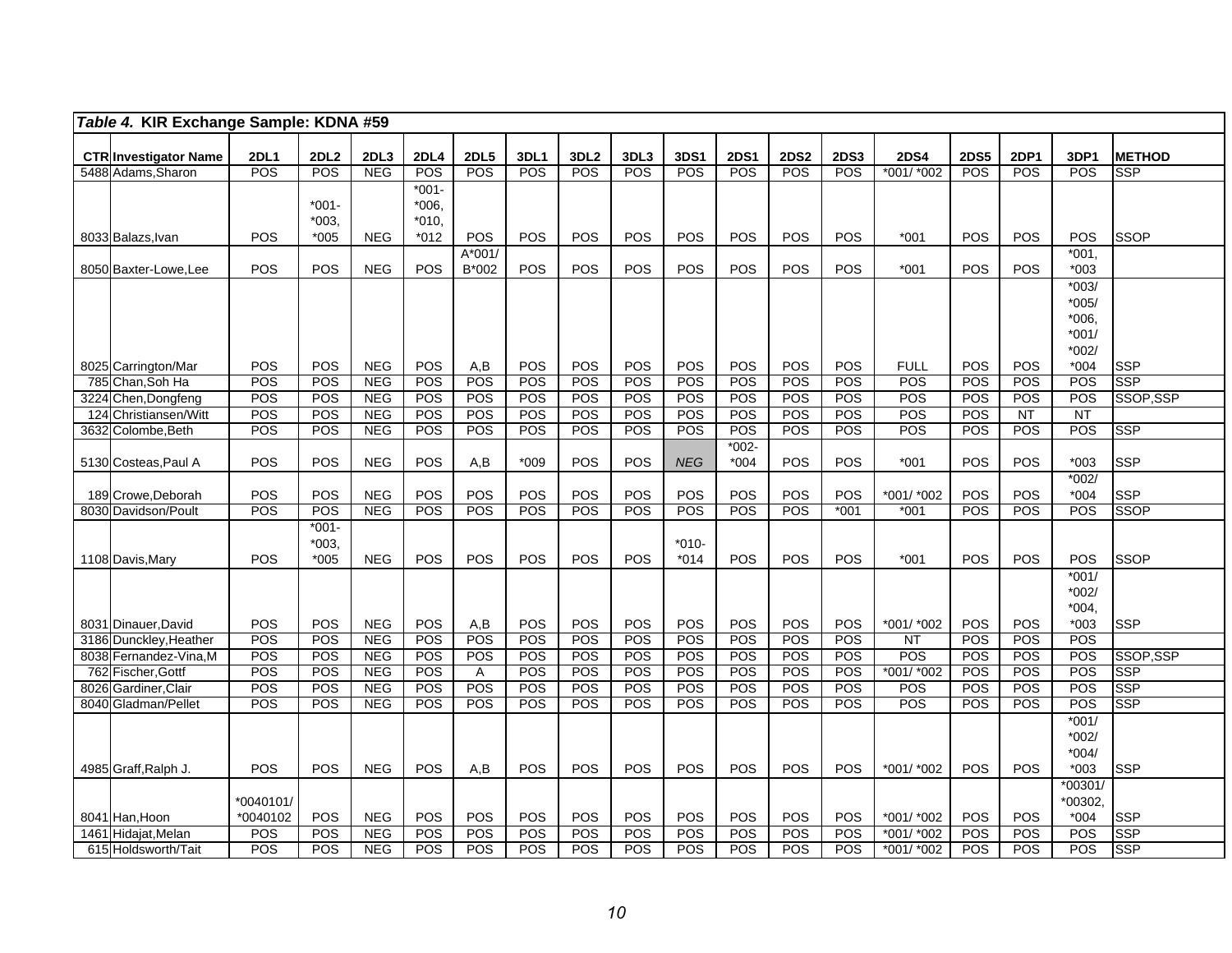*Table 4.* **KIR Exchange Sample: KDNA #59**

| CTR | Investigator Name | 2DL1 | 2DL2 | 2DL3 | 2DL4 | 2DL5 | 3DL1 | 3DL2 | 3DL3 | 3DS1 | 2DS1 | 2DS2 | 2DS3 | 2DS4 | 2DS5 | 2DP1 | 3DP1 | METHOD |
|---|---|---|---|---|---|---|---|---|---|---|---|---|---|---|---|---|---|---|
| 5488 | Adams,Sharon | POS | POS | NEG | POS | POS | POS | POS | POS | POS | POS | POS | POS | *001/ *002 | POS | POS | POS | SSP |
| 8033 | Balazs,Ivan | POS | *001- *003, *005 | NEG | *001- *006, *010, *012 | POS | POS | POS | POS | POS | POS | POS | POS | *001 | POS | POS | POS | SSOP |
| 8050 | Baxter-Lowe,Lee | POS | POS | NEG | POS | A*001/ B*002 | POS | POS | POS | POS | POS | POS | POS | *001 | POS | POS | *001, *003 | |
| 8025 | Carrington/Mar | POS | POS | NEG | POS | A,B | POS | POS | POS | POS | POS | POS | POS | FULL | POS | POS | *003/ *005/ *006, *001/ *002/ *004 | SSP |
| 785 | Chan,Soh Ha | POS | POS | NEG | POS | POS | POS | POS | POS | POS | POS | POS | POS | POS | POS | POS | POS | SSP |
| 3224 | Chen,Dongfeng | POS | POS | NEG | POS | POS | POS | POS | POS | POS | POS | POS | POS | POS | POS | POS | POS | SSOP,SSP |
| 124 | Christiansen/Witt | POS | POS | NEG | POS | POS | POS | POS | POS | POS | POS | POS | POS | POS | POS | NT | NT | |
| 3632 | Colombe,Beth | POS | POS | NEG | POS | POS | POS | POS | POS | POS | POS | POS | POS | POS | POS | POS | POS | SSP |
| 5130 | Costeas,Paul A | POS | POS | NEG | POS | A,B | *009 | POS | POS | *NEG* | *002- *004 | POS | POS | *001 | POS | POS | *003 | SSP |
| 189 | Crowe,Deborah | POS | POS | NEG | POS | POS | POS | POS | POS | POS | POS | POS | POS | *001/ *002 | POS | POS | *002/ *004 | SSP |
| 8030 | Davidson/Poult | POS | POS | NEG | POS | POS | POS | POS | POS | POS | POS | POS | *001 | *001 | POS | POS | POS | SSOP |
| 1108 | Davis,Mary | POS | *001- *003, *005 | NEG | POS | POS | POS | POS | POS | *010- *014 | POS | POS | POS | *001 | POS | POS | POS | SSOP |
| 8031 | Dinauer,David | POS | POS | NEG | POS | A,B | POS | POS | POS | POS | POS | POS | POS | *001/ *002 | POS | POS | *001/ *002/ *004, *003 | SSP |
| 3186 | Dunckley,Heather | POS | POS | NEG | POS | POS | POS | POS | POS | POS | POS | POS | POS | NT | POS | POS | POS | |
| 8038 | Fernandez-Vina,M | POS | POS | NEG | POS | POS | POS | POS | POS | POS | POS | POS | POS | POS | POS | POS | POS | SSOP,SSP |
| 762 | Fischer,Gottf | POS | POS | NEG | POS | A | POS | POS | POS | POS | POS | POS | POS | *001/ *002 | POS | POS | POS | SSP |
| 8026 | Gardiner,Clair | POS | POS | NEG | POS | POS | POS | POS | POS | POS | POS | POS | POS | POS | POS | POS | POS | SSP |
| 8040 | Gladman/Pellet | POS | POS | NEG | POS | POS | POS | POS | POS | POS | POS | POS | POS | POS | POS | POS | POS | SSP |
| 4985 | Graff,Ralph J. | POS | POS | NEG | POS | A,B | POS | POS | POS | POS | POS | POS | POS | *001/ *002 | POS | POS | *001/ *002/ *004/ *003 | SSP |
| 8041 | Han,Hoon | *0040101/ *0040102 | POS | NEG | POS | POS | POS | POS | POS | POS | POS | POS | POS | *001/ *002 | POS | POS | *00301/ *00302, *004 | SSP |
| 1461 | Hidajat,Melan | POS | POS | NEG | POS | POS | POS | POS | POS | POS | POS | POS | POS | *001/ *002 | POS | POS | POS | SSP |
| 615 | Holdsworth/Tait | POS | POS | NEG | POS | POS | POS | POS | POS | POS | POS | POS | POS | *001/ *002 | POS | POS | POS | SSP |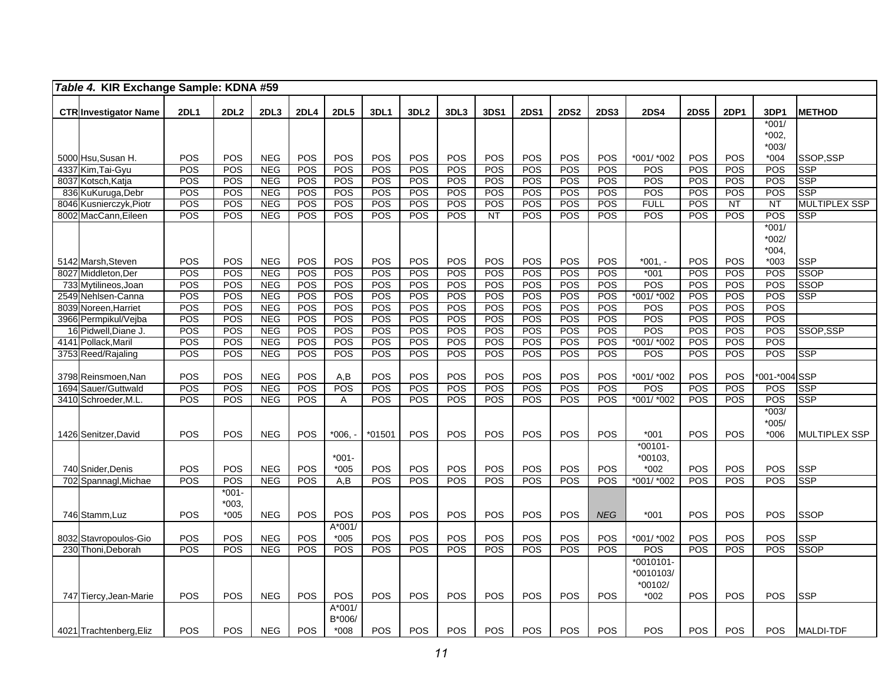*Table 4.* **KIR Exchange Sample: KDNA #59**

| CTR | Investigator Name | 2DL1 | 2DL2 | 2DL3 | 2DL4 | 2DL5 | 3DL1 | 3DL2 | 3DL3 | 3DS1 | 2DS1 | 2DS2 | 2DS3 | 2DS4 | 2DS5 | 2DP1 | 3DP1 | METHOD |
|---|---|---|---|---|---|---|---|---|---|---|---|---|---|---|---|---|---|---|
| 5000 | Hsu,Susan H. | POS | POS | NEG | POS | POS | POS | POS | POS | POS | POS | POS | POS | *001/ *002 | POS | POS | *001/ *002, *003/ *004 | SSOP,SSP |
| 4337 | Kim,Tai-Gyu | POS | POS | NEG | POS | POS | POS | POS | POS | POS | POS | POS | POS | POS | POS | POS | POS | SSP |
| 8037 | Kotsch,Katja | POS | POS | NEG | POS | POS | POS | POS | POS | POS | POS | POS | POS | POS | POS | POS | POS | SSP |
| 836 | KuKuruga,Debr | POS | POS | NEG | POS | POS | POS | POS | POS | POS | POS | POS | POS | POS | POS | POS | POS | SSP |
| 8046 | Kusnierczyk,Piotr | POS | POS | NEG | POS | POS | POS | POS | POS | POS | POS | POS | POS | FULL | POS | NT | NT | MULTIPLEX SSP |
| 8002 | MacCann,Eileen | POS | POS | NEG | POS | POS | POS | POS | POS | NT | POS | POS | POS | POS | POS | POS | POS | SSP |
| 5142 | Marsh,Steven | POS | POS | NEG | POS | POS | POS | POS | POS | POS | POS | POS | POS | *001, - | POS | POS | *001/ *002/ *004, *003 | SSP |
| 8027 | Middleton,Der | POS | POS | NEG | POS | POS | POS | POS | POS | POS | POS | POS | POS | *001 | POS | POS | POS | SSOP |
| 733 | Mytilineos,Joan | POS | POS | NEG | POS | POS | POS | POS | POS | POS | POS | POS | POS | POS | POS | POS | POS | SSOP |
| 2549 | Nehlsen-Canna | POS | POS | NEG | POS | POS | POS | POS | POS | POS | POS | POS | POS | *001/ *002 | POS | POS | POS | SSP |
| 8039 | Noreen,Harriet | POS | POS | NEG | POS | POS | POS | POS | POS | POS | POS | POS | POS | POS | POS | POS | POS | |
| 3966 | Permpikul/Vejba | POS | POS | NEG | POS | POS | POS | POS | POS | POS | POS | POS | POS | POS | POS | POS | POS | |
| 16 | Pidwell,Diane J. | POS | POS | NEG | POS | POS | POS | POS | POS | POS | POS | POS | POS | POS | POS | POS | POS | SSOP,SSP |
| 4141 | Pollack,Maril | POS | POS | NEG | POS | POS | POS | POS | POS | POS | POS | POS | POS | *001/ *002 | POS | POS | POS | |
| 3753 | Reed/Rajaling | POS | POS | NEG | POS | POS | POS | POS | POS | POS | POS | POS | POS | POS | POS | POS | POS | SSP |
| 3798 | Reinsmoen,Nan | POS | POS | NEG | POS | A,B | POS | POS | POS | POS | POS | POS | POS | *001/ *002 | POS | POS | *001-*004 | SSP |
| 1694 | Sauer/Guttwald | POS | POS | NEG | POS | POS | POS | POS | POS | POS | POS | POS | POS | POS | POS | POS | POS | SSP |
| 3410 | Schroeder,M.L. | POS | POS | NEG | POS | A | POS | POS | POS | POS | POS | POS | POS | *001/ *002 | POS | POS | POS | SSP |
| 1426 | Senitzer,David | POS | POS | NEG | POS | *006, - | *01501 | POS | POS | POS | POS | POS | POS | *001 | POS | POS | *003/ *005/ *006 | MULTIPLEX SSP |
| 740 | Snider,Denis | POS | POS | NEG | POS | *001- *005 | POS | POS | POS | POS | POS | POS | POS | *00101- *00103, *002 | POS | POS | POS | SSP |
| 702 | Spannagl,Michae | POS | POS | NEG | POS | A,B | POS | POS | POS | POS | POS | POS | POS | *001/ *002 | POS | POS | POS | SSP |
| 746 | Stamm,Luz | POS | *001- *003, *005 | NEG | POS | POS | POS | POS | POS | POS | POS | POS | *NEG* | *001 | POS | POS | POS | SSOP |
| 8032 | Stavropoulos-Gio | POS | POS | NEG | POS | A*001/ *005 | POS | POS | POS | POS | POS | POS | POS | *001/ *002 | POS | POS | POS | SSP |
| 230 | Thoni,Deborah | POS | POS | NEG | POS | POS | POS | POS | POS | POS | POS | POS | POS | POS | POS | POS | POS | SSOP |
| 747 | Tiercy,Jean-Marie | POS | POS | NEG | POS | POS | POS | POS | POS | POS | POS | POS | POS | *0010101- *0010103/ *00102/ *002 | POS | POS | POS | SSP |
| 4021 | Trachtenberg,Eliz | POS | POS | NEG | POS | A*001/ B*006/ *008 | POS | POS | POS | POS | POS | POS | POS | POS | POS | POS | POS | MALDI-TDF |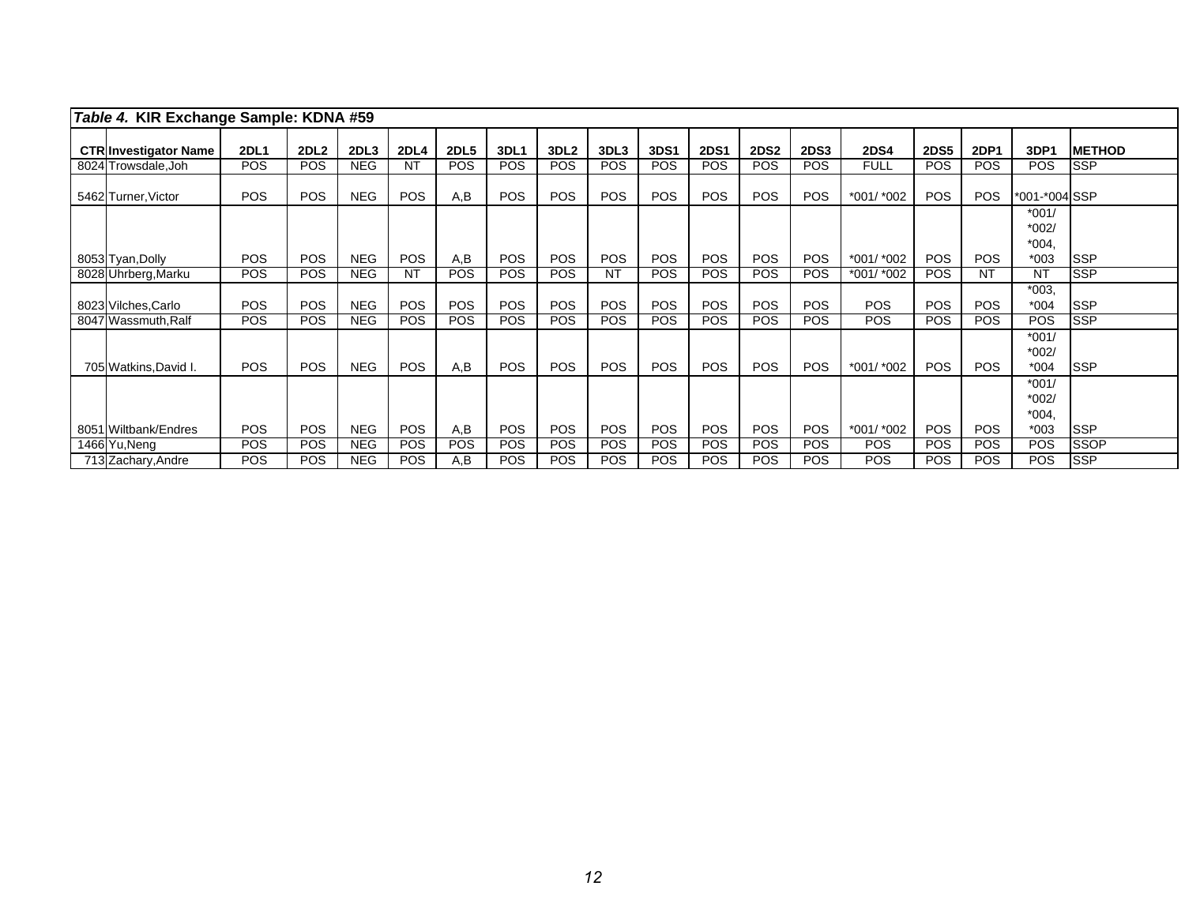*Table 4.* **KIR Exchange Sample: KDNA #59**

| CTR | Investigator Name | 2DL1 | 2DL2 | 2DL3 | 2DL4 | 2DL5 | 3DL1 | 3DL2 | 3DL3 | 3DS1 | 2DS1 | 2DS2 | 2DS3 | 2DS4 | 2DS5 | 2DP1 | 3DP1 | METHOD |
|---|---|---|---|---|---|---|---|---|---|---|---|---|---|---|---|---|---|---|
| 8024 | Trowsdale,Joh | POS | POS | NEG | NT | POS | POS | POS | POS | POS | POS | POS | POS | FULL | POS | POS | POS | SSP |
| 5462 | Turner,Victor | POS | POS | NEG | POS | A,B | POS | POS | POS | POS | POS | POS | POS | *001/ *002 | POS | POS | *001-*004 | SSP |
| 8053 | Tyan,Dolly | POS | POS | NEG | POS | A,B | POS | POS | POS | POS | POS | POS | POS | *001/ *002 | POS | POS | *001/ *002/ *004, *003 | SSP |
| 8028 | Uhrberg,Marku | POS | POS | NEG | NT | POS | POS | POS | NT | POS | POS | POS | POS | *001/ *002 | POS | NT | NT | SSP |
| 8023 | Vilches,Carlo | POS | POS | NEG | POS | POS | POS | POS | POS | POS | POS | POS | POS | POS | POS | POS | *003, *004 | SSP |
| 8047 | Wassmuth,Ralf | POS | POS | NEG | POS | POS | POS | POS | POS | POS | POS | POS | POS | POS | POS | POS | POS | SSP |
| 705 | Watkins,David I. | POS | POS | NEG | POS | A,B | POS | POS | POS | POS | POS | POS | POS | *001/ *002 | POS | POS | *001/ *002/ *004 | SSP |
| 8051 | Wiltbank/Endres | POS | POS | NEG | POS | A,B | POS | POS | POS | POS | POS | POS | POS | *001/ *002 | POS | POS | *001/ *002/ *004, *003 | SSP |
| 1466 | Yu,Neng | POS | POS | NEG | POS | POS | POS | POS | POS | POS | POS | POS | POS | POS | POS | POS | POS | SSOP |
| 713 | Zachary,Andre | POS | POS | NEG | POS | A,B | POS | POS | POS | POS | POS | POS | POS | POS | POS | POS | POS | SSP |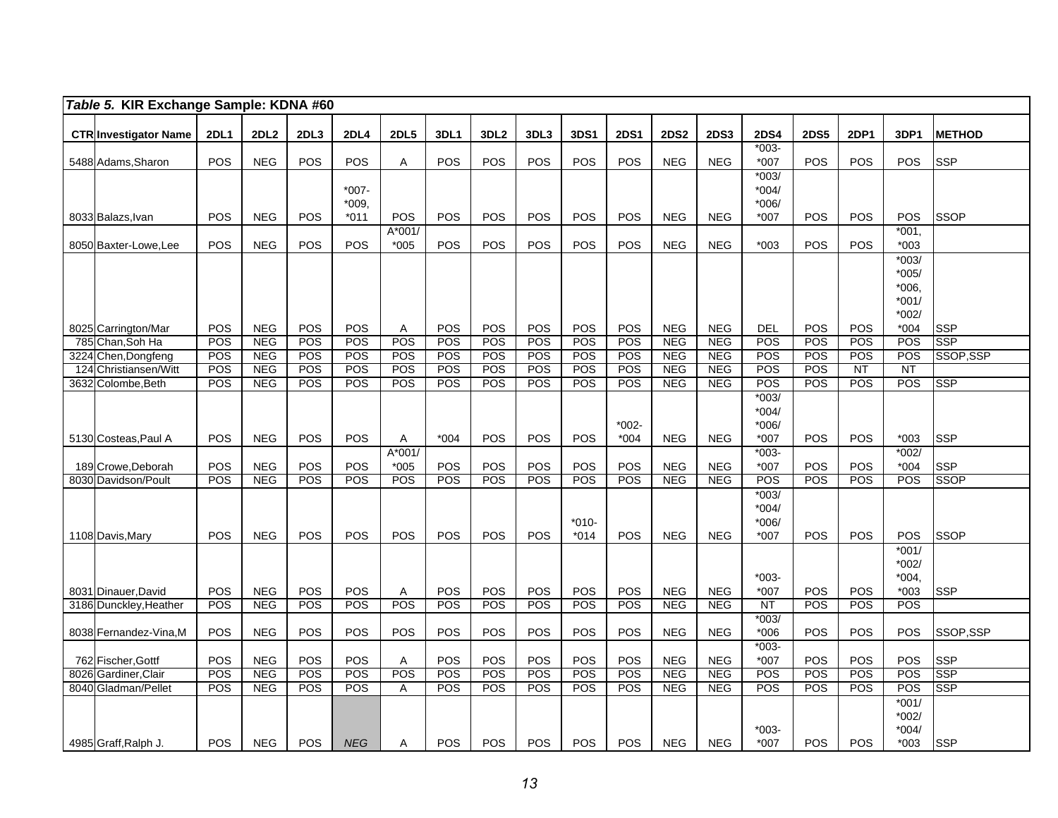*Table 5.* **KIR Exchange Sample: KDNA #60**

| CTR | Investigator Name | 2DL1 | 2DL2 | 2DL3 | 2DL4 | 2DL5 | 3DL1 | 3DL2 | 3DL3 | 3DS1 | 2DS1 | 2DS2 | 2DS3 | 2DS4 | 2DS5 | 2DP1 | 3DP1 | METHOD |
|---|---|---|---|---|---|---|---|---|---|---|---|---|---|---|---|---|---|---|
| 5488 | Adams,Sharon | POS | NEG | POS | POS | A | POS | POS | POS | POS | POS | NEG | NEG | *003-*007 | POS | POS | POS | SSP |
| 8033 | Balazs,Ivan | POS | NEG | POS | *007-*009,*011 | POS | POS | POS | POS | POS | POS | NEG | NEG | *003/*004/*006/*007 | POS | POS | POS | SSOP |
| 8050 | Baxter-Lowe,Lee | POS | NEG | POS | POS | A*001/*005 | POS | POS | POS | POS | POS | NEG | NEG | *003 | POS | POS | *001,*003 | |
| 8025 | Carrington/Mar | POS | NEG | POS | POS | A | POS | POS | POS | POS | POS | NEG | NEG | DEL | POS | POS | *003/*005/*006,*001/*002/*004 | SSP |
| 785 | Chan,Soh Ha | POS | NEG | POS | POS | POS | POS | POS | POS | POS | POS | NEG | NEG | POS | POS | POS | POS | SSP |
| 3224 | Chen,Dongfeng | POS | NEG | POS | POS | POS | POS | POS | POS | POS | POS | NEG | NEG | POS | POS | POS | POS | SSOP,SSP |
| 124 | Christiansen/Witt | POS | NEG | POS | POS | POS | POS | POS | POS | POS | POS | NEG | NEG | POS | POS | NT | NT | |
| 3632 | Colombe,Beth | POS | NEG | POS | POS | POS | POS | POS | POS | POS | POS | NEG | NEG | POS | POS | POS | POS | SSP |
| 5130 | Costeas,Paul A | POS | NEG | POS | POS | A | *004 | POS | POS | POS | *002-*004 | NEG | NEG | *003/*004/*006/*007 | POS | POS | *003 | SSP |
| 189 | Crowe,Deborah | POS | NEG | POS | POS | A*001/*005 | POS | POS | POS | POS | POS | NEG | NEG | *003-*007 | POS | POS | *002/*004 | SSP |
| 8030 | Davidson/Poult | POS | NEG | POS | POS | POS | POS | POS | POS | POS | POS | NEG | NEG | POS | POS | POS | POS | SSOP |
| 1108 | Davis,Mary | POS | NEG | POS | POS | POS | POS | POS | POS | *010-*014 | POS | NEG | NEG | *003/*004/*006/*007 | POS | POS | POS | SSOP |
| 8031 | Dinauer,David | POS | NEG | POS | POS | A | POS | POS | POS | POS | POS | NEG | NEG | *003-*007 | POS | POS | *001/*002/*004,*003 | SSP |
| 3186 | Dunckley,Heather | POS | NEG | POS | POS | POS | POS | POS | POS | POS | POS | NEG | NEG | NT | POS | POS | POS | |
| 8038 | Fernandez-Vina,M | POS | NEG | POS | POS | POS | POS | POS | POS | POS | POS | NEG | NEG | *003/*006 | POS | POS | POS | SSOP,SSP |
| 762 | Fischer,Gottf | POS | NEG | POS | POS | A | POS | POS | POS | POS | POS | NEG | NEG | *003-*007 | POS | POS | POS | SSP |
| 8026 | Gardiner,Clair | POS | NEG | POS | POS | POS | POS | POS | POS | POS | POS | NEG | NEG | POS | POS | POS | POS | SSP |
| 8040 | Gladman/Pellet | POS | NEG | POS | POS | A | POS | POS | POS | POS | POS | NEG | NEG | POS | POS | POS | POS | SSP |
| 4985 | Graff,Ralph J. | POS | NEG | POS | *NEG* | A | POS | POS | POS | POS | POS | NEG | NEG | *003-*007 | POS | POS | *001/*002/*004/*003 | SSP |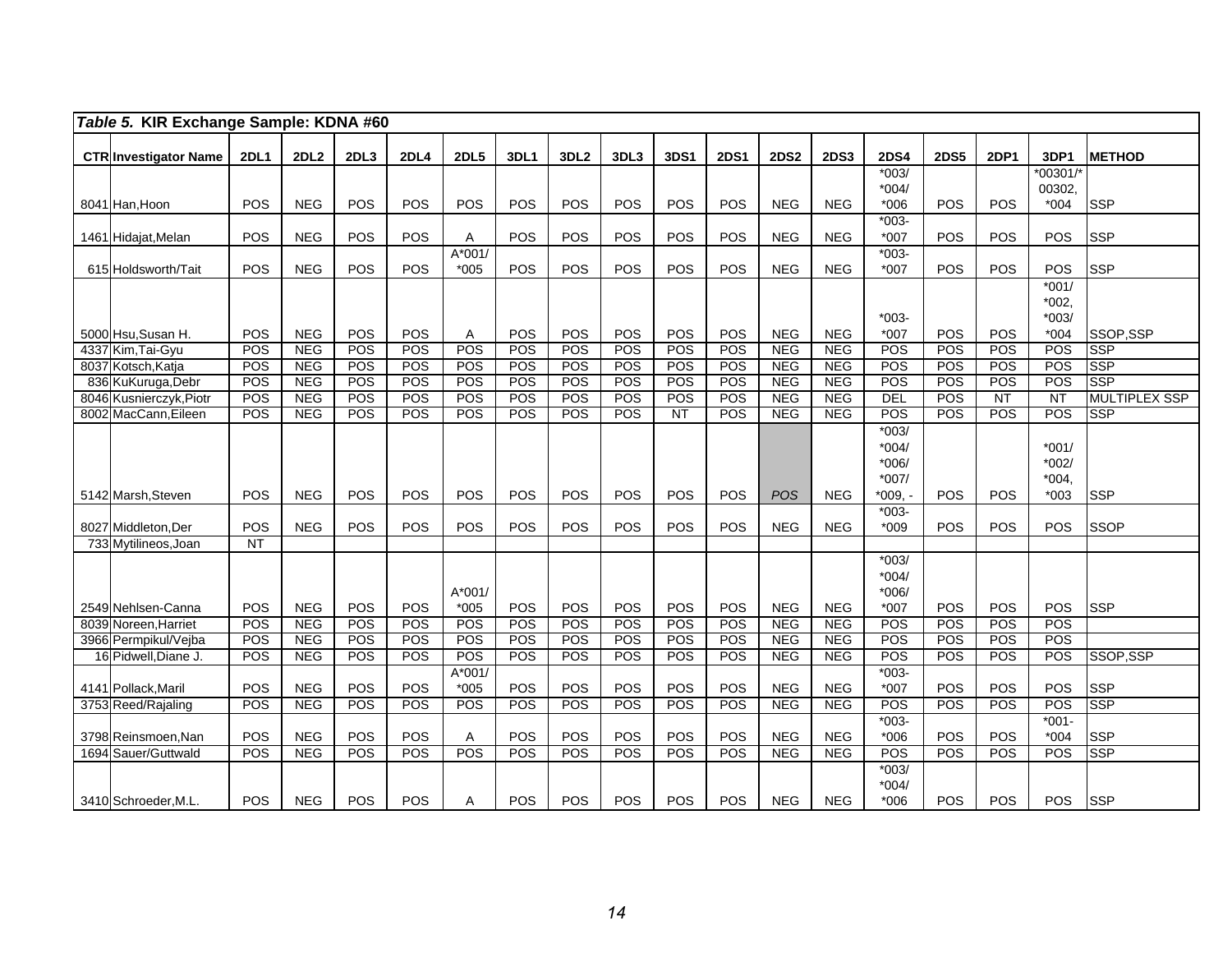| *Table 5.* **KIR Exchange Sample: KDNA #60** | | | | | | | | | | | | | | | | | | | |
|---|---|---|---|---|---|---|---|---|---|---|---|---|---|---|---|---|---|---|---|
| **CTR** | **Investigator Name** | **2DL1** | **2DL2** | **2DL3** | **2DL4** | **2DL5** | **3DL1** | **3DL2** | **3DL3** | **3DS1** | **2DS1** | **2DS2** | **2DS3** | **2DS4** | **2DS5** | **2DP1** | **3DP1** | **METHOD** |
| 8041 | Han,Hoon | POS | NEG | POS | POS | POS | POS | POS | POS | POS | POS | NEG | NEG | *003/ *004/ *006 | POS | POS | *00301/* 00302, *004 | SSP |
| 1461 | Hidajat,Melan | POS | NEG | POS | POS | A | POS | POS | POS | POS | POS | NEG | NEG | *003- *007 | POS | POS | POS | SSP |
| 615 | Holdsworth/Tait | POS | NEG | POS | POS | A*001/ *005 | POS | POS | POS | POS | POS | NEG | NEG | *003- *007 | POS | POS | POS | SSP |
| 5000 | Hsu,Susan H. | POS | NEG | POS | POS | A | POS | POS | POS | POS | POS | NEG | NEG | *003- *007 | POS | POS | *001/ *002, *003/ *004 | SSOP,SSP |
| 4337 | Kim,Tai-Gyu | POS | NEG | POS | POS | POS | POS | POS | POS | POS | POS | NEG | NEG | POS | POS | POS | POS | SSP |
| 8037 | Kotsch,Katja | POS | NEG | POS | POS | POS | POS | POS | POS | POS | POS | NEG | NEG | POS | POS | POS | POS | SSP |
| 836 | KuKuruga,Debr | POS | NEG | POS | POS | POS | POS | POS | POS | POS | POS | NEG | NEG | POS | POS | POS | POS | SSP |
| 8046 | Kusnierczyk,Piotr | POS | NEG | POS | POS | POS | POS | POS | POS | POS | POS | NEG | NEG | DEL | POS | NT | NT | MULTIPLEX SSP |
| 8002 | MacCann,Eileen | POS | NEG | POS | POS | POS | POS | POS | POS | NT | POS | NEG | NEG | POS | POS | POS | POS | SSP |
| 5142 | Marsh,Steven | POS | NEG | POS | POS | POS | POS | POS | POS | POS | POS | *POS* | NEG | *003/ *004/ *006/ *007/ *009, - | POS | POS | *001/ *002/ *004, *003 | SSP |
| 8027 | Middleton,Der | POS | NEG | POS | POS | POS | POS | POS | POS | POS | POS | NEG | NEG | *003- *009 | POS | POS | POS | SSOP |
| 733 | Mytilineos,Joan | NT | | | | | | | | | | | | | | | | |
| 2549 | Nehlsen-Canna | POS | NEG | POS | POS | A*001/ *005 | POS | POS | POS | POS | POS | NEG | NEG | *003/ *004/ *006/ *007 | POS | POS | POS | SSP |
| 8039 | Noreen,Harriet | POS | NEG | POS | POS | POS | POS | POS | POS | POS | POS | NEG | NEG | POS | POS | POS | POS | |
| 3966 | Permpikul/Vejba | POS | NEG | POS | POS | POS | POS | POS | POS | POS | POS | NEG | NEG | POS | POS | POS | POS | |
| 16 | Pidwell,Diane J. | POS | NEG | POS | POS | POS | POS | POS | POS | POS | POS | NEG | NEG | POS | POS | POS | POS | SSOP,SSP |
| 4141 | Pollack,Maril | POS | NEG | POS | POS | A*001/ *005 | POS | POS | POS | POS | POS | NEG | NEG | *003- *007 | POS | POS | POS | SSP |
| 3753 | Reed/Rajaling | POS | NEG | POS | POS | POS | POS | POS | POS | POS | POS | NEG | NEG | POS | POS | POS | POS | SSP |
| 3798 | Reinsmoen,Nan | POS | NEG | POS | POS | A | POS | POS | POS | POS | POS | NEG | NEG | *003- *006 | POS | POS | *001- *004 | SSP |
| 1694 | Sauer/Guttwald | POS | NEG | POS | POS | POS | POS | POS | POS | POS | POS | NEG | NEG | POS | POS | POS | POS | SSP |
| 3410 | Schroeder,M.L. | POS | NEG | POS | POS | A | POS | POS | POS | POS | POS | NEG | NEG | *003/ *004/ *006 | POS | POS | POS | SSP |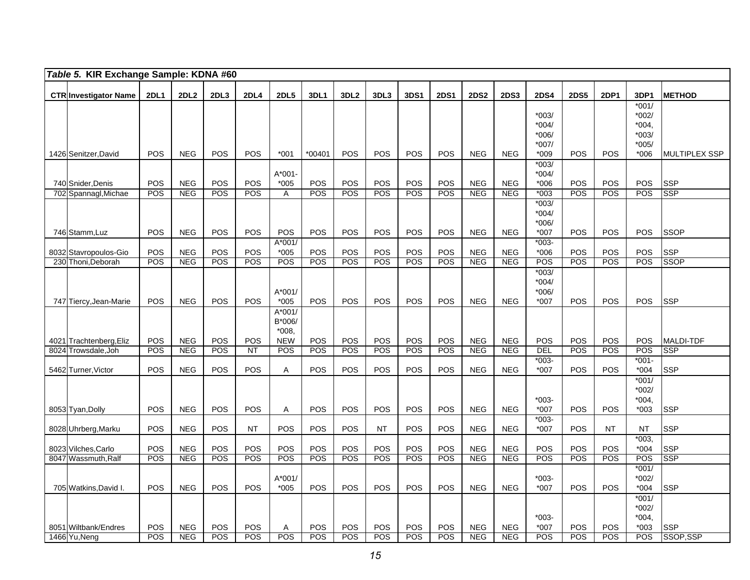*Table 5.* **KIR Exchange Sample: KDNA #60**

| CTR | Investigator Name | 2DL1 | 2DL2 | 2DL3 | 2DL4 | 2DL5 | 3DL1 | 3DL2 | 3DL3 | 3DS1 | 2DS1 | 2DS2 | 2DS3 | 2DS4 | 2DS5 | 2DP1 | 3DP1 | METHOD |
|---|---|---|---|---|---|---|---|---|---|---|---|---|---|---|---|---|---|---|
| 1426 | Senitzer,David | POS | NEG | POS | POS | *001 | *00401 | POS | POS | POS | POS | NEG | NEG | *003/ *004/ *006/ *007/ *009 | POS | POS | *001/ *002/ *004, *003/ *005/ *006 | MULTIPLEX SSP |
| 740 | Snider,Denis | POS | NEG | POS | POS | A*001- *005 | POS | POS | POS | POS | POS | NEG | NEG | *003/ *004/ *006 | POS | POS | POS | SSP |
| 702 | Spannagl,Michae | POS | NEG | POS | POS | A | POS | POS | POS | POS | POS | NEG | NEG | *003 | POS | POS | POS | SSP |
| 746 | Stamm,Luz | POS | NEG | POS | POS | POS | POS | POS | POS | POS | POS | NEG | NEG | *003/ *004/ *006/ *007 | POS | POS | POS | SSOP |
| 8032 | Stavropoulos-Gio | POS | NEG | POS | POS | A*001/ *005 | POS | POS | POS | POS | POS | NEG | NEG | *003- *006 | POS | POS | POS | SSP |
| 230 | Thoni,Deborah | POS | NEG | POS | POS | POS | POS | POS | POS | POS | POS | NEG | NEG | POS | POS | POS | POS | SSOP |
| 747 | Tiercy,Jean-Marie | POS | NEG | POS | POS | A*001/ *005 | POS | POS | POS | POS | POS | NEG | NEG | *003/ *004/ *006/ *007 | POS | POS | POS | SSP |
| 4021 | Trachtenberg,Eliz | POS | NEG | POS | POS | A*001/ B*006/ *008, NEW | POS | POS | POS | POS | POS | NEG | NEG | POS | POS | POS | POS | MALDI-TDF |
| 8024 | Trowsdale,Joh | POS | NEG | POS | NT | POS | POS | POS | POS | POS | POS | NEG | NEG | DEL | POS | POS | POS | SSP |
| 5462 | Turner,Victor | POS | NEG | POS | POS | A | POS | POS | POS | POS | POS | NEG | NEG | *003- *007 | POS | POS | *001- *004 | SSP |
| 8053 | Tyan,Dolly | POS | NEG | POS | POS | A | POS | POS | POS | POS | POS | NEG | NEG | *003- *007 | POS | POS | *001/ *002/ *004, *003 | SSP |
| 8028 | Uhrberg,Marku | POS | NEG | POS | NT | POS | POS | POS | NT | POS | POS | NEG | NEG | *003- *007 | POS | NT | NT | SSP |
| 8023 | Vilches,Carlo | POS | NEG | POS | POS | POS | POS | POS | POS | POS | POS | NEG | NEG | POS | POS | POS | *003, *004 | SSP |
| 8047 | Wassmuth,Ralf | POS | NEG | POS | POS | POS | POS | POS | POS | POS | POS | NEG | NEG | POS | POS | POS | POS | SSP |
| 705 | Watkins,David I. | POS | NEG | POS | POS | A*001/ *005 | POS | POS | POS | POS | POS | NEG | NEG | *003- *007 | POS | POS | *001/ *002/ *004 | SSP |
| 8051 | Wiltbank/Endres | POS | NEG | POS | POS | A | POS | POS | POS | POS | POS | NEG | NEG | *003- *007 | POS | POS | *001/ *002/ *004, *003 | SSP |
| 1466 | Yu,Neng | POS | NEG | POS | POS | POS | POS | POS | POS | POS | POS | NEG | NEG | POS | POS | POS | POS | SSOP,SSP |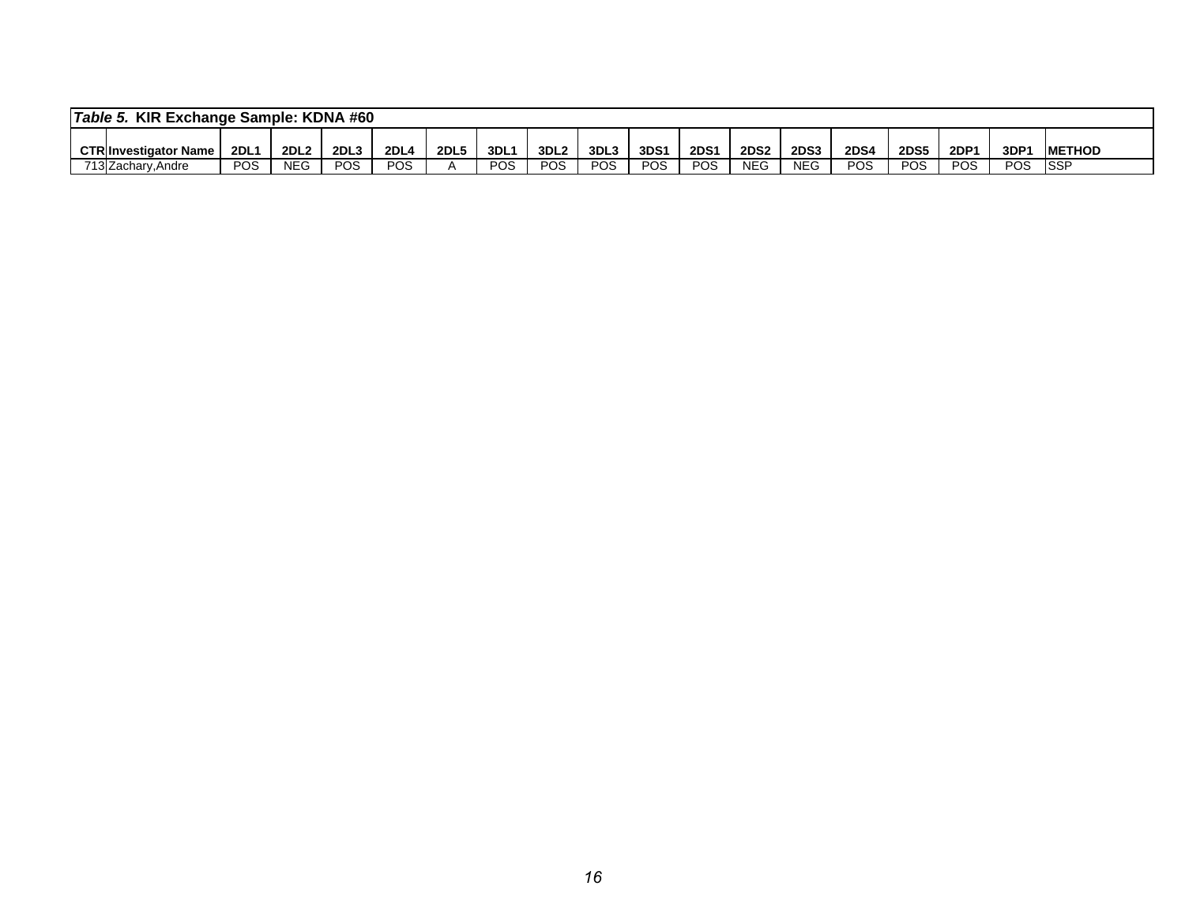*Table 5.* **KIR Exchange Sample: KDNA #60**

| CTR | Investigator Name | 2DL1 | 2DL2 | 2DL3 | 2DL4 | 2DL5 | 3DL1 | 3DL2 | 3DL3 | 3DS1 | 2DS1 | 2DS2 | 2DS3 | 2DS4 | 2DS5 | 2DP1 | 3DP1 | METHOD |
|---|---|---|---|---|---|---|---|---|---|---|---|---|---|---|---|---|---|---|
| 713 | Zachary,Andre | POS | NEG | POS | POS | A | POS | POS | POS | POS | POS | NEG | NEG | POS | POS | POS | POS | SSP |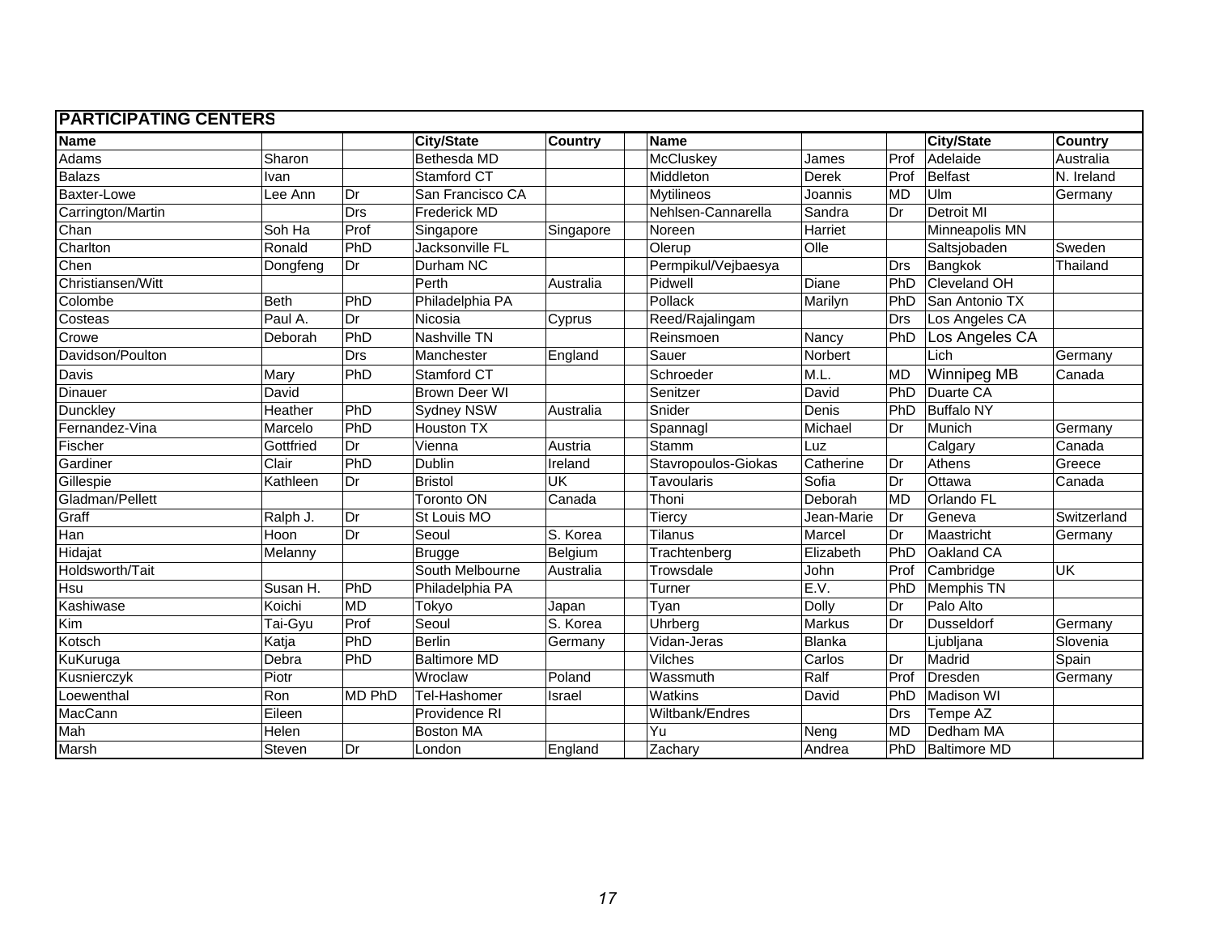## PARTICIPATING CENTERS

| Name | | | City/State | Country | | Name | | | City/State | Country |
|---|---|---|---|---|---|---|---|---|---|---|
| Adams | Sharon | | Bethesda MD | | | McCluskey | James | Prof | Adelaide | Australia |
| Balazs | Ivan | | Stamford CT | | | Middleton | Derek | Prof | Belfast | N. Ireland |
| Baxter-Lowe | Lee Ann | Dr | San Francisco CA | | | Mytilineos | Joannis | MD | Ulm | Germany |
| Carrington/Martin | | Drs | Frederick MD | | | Nehlsen-Cannarella | Sandra | Dr | Detroit MI | |
| Chan | Soh Ha | Prof | Singapore | Singapore | | Noreen | Harriet | | Minneapolis MN | |
| Charlton | Ronald | PhD | Jacksonville FL | | | Olerup | Olle | | Saltsjobaden | Sweden |
| Chen | Dongfeng | Dr | Durham NC | | | Permpikul/Vejbaesya | | Drs | Bangkok | Thailand |
| Christiansen/Witt | | | Perth | Australia | | Pidwell | Diane | PhD | Cleveland OH | |
| Colombe | Beth | PhD | Philadelphia PA | | | Pollack | Marilyn | PhD | San Antonio TX | |
| Costeas | Paul A. | Dr | Nicosia | Cyprus | | Reed/Rajalingam | | Drs | Los Angeles CA | |
| Crowe | Deborah | PhD | Nashville TN | | | Reinsmoen | Nancy | PhD | Los Angeles CA | |
| Davidson/Poulton | | Drs | Manchester | England | | Sauer | Norbert | | Lich | Germany |
| Davis | Mary | PhD | Stamford CT | | | Schroeder | M.L. | MD | Winnipeg MB | Canada |
| Dinauer | David | | Brown Deer WI | | | Senitzer | David | PhD | Duarte CA | |
| Dunckley | Heather | PhD | Sydney NSW | Australia | | Snider | Denis | PhD | Buffalo NY | |
| Fernandez-Vina | Marcelo | PhD | Houston TX | | | Spannagl | Michael | Dr | Munich | Germany |
| Fischer | Gottfried | Dr | Vienna | Austria | | Stamm | Luz | | Calgary | Canada |
| Gardiner | Clair | PhD | Dublin | Ireland | | Stavropoulos-Giokas | Catherine | Dr | Athens | Greece |
| Gillespie | Kathleen | Dr | Bristol | UK | | Tavoularis | Sofia | Dr | Ottawa | Canada |
| Gladman/Pellett | | | Toronto ON | Canada | | Thoni | Deborah | MD | Orlando FL | |
| Graff | Ralph J. | Dr | St Louis MO | | | Tiercy | Jean-Marie | Dr | Geneva | Switzerland |
| Han | Hoon | Dr | Seoul | S. Korea | | Tilanus | Marcel | Dr | Maastricht | Germany |
| Hidajat | Melanny | | Brugge | Belgium | | Trachtenberg | Elizabeth | PhD | Oakland CA | |
| Holdsworth/Tait | | | South Melbourne | Australia | | Trowsdale | John | Prof | Cambridge | UK |
| Hsu | Susan H. | PhD | Philadelphia PA | | | Turner | E.V. | PhD | Memphis TN | |
| Kashiwase | Koichi | MD | Tokyo | Japan | | Tyan | Dolly | Dr | Palo Alto | |
| Kim | Tai-Gyu | Prof | Seoul | S. Korea | | Uhrberg | Markus | Dr | Dusseldorf | Germany |
| Kotsch | Katja | PhD | Berlin | Germany | | Vidan-Jeras | Blanka | | Ljubljana | Slovenia |
| KuKuruga | Debra | PhD | Baltimore MD | | | Vilches | Carlos | Dr | Madrid | Spain |
| Kusnierczyk | Piotr | | Wroclaw | Poland | | Wassmuth | Ralf | Prof | Dresden | Germany |
| Loewenthal | Ron | MD PhD | Tel-Hashomer | Israel | | Watkins | David | PhD | Madison WI | |
| MacCann | Eileen | | Providence RI | | | Wiltbank/Endres | | Drs | Tempe AZ | |
| Mah | Helen | | Boston MA | | | Yu | Neng | MD | Dedham MA | |
| Marsh | Steven | Dr | London | England | | Zachary | Andrea | PhD | Baltimore MD | |